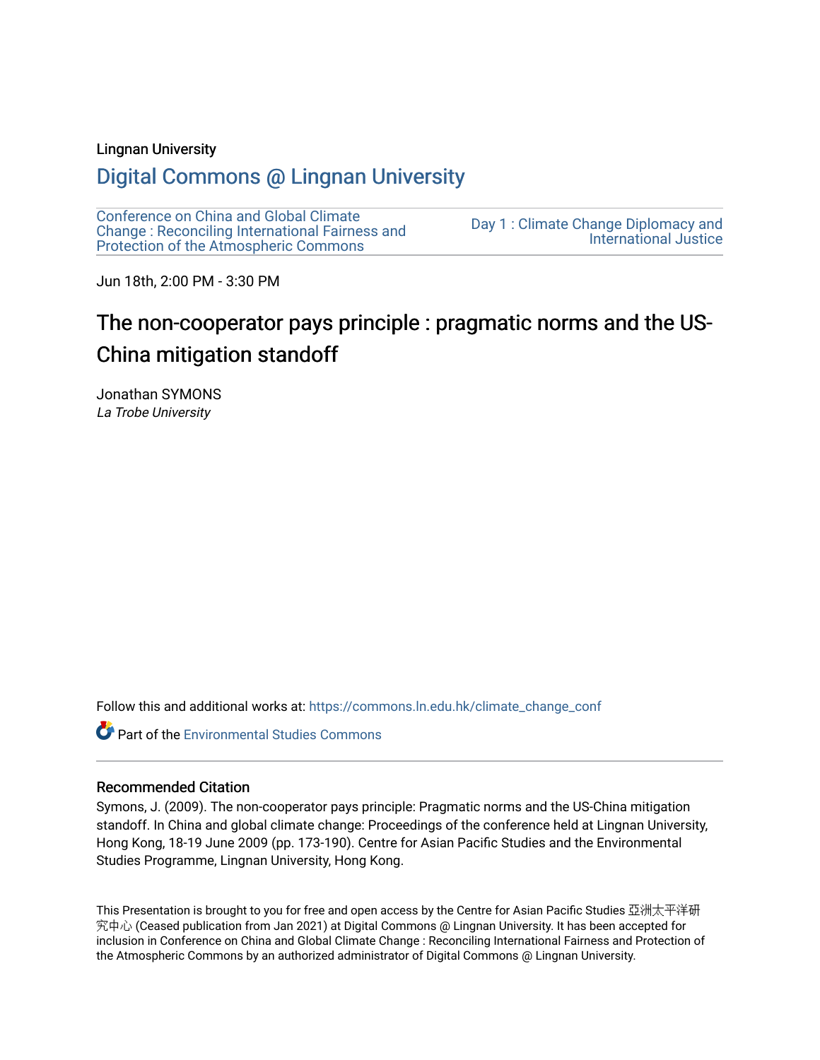Lingnan University

## Digital Commons @ Lingnan University

Conference on China and Global Climate Change : Reconciling International Fairness and Protection of the Atmospheric Commons

Day 1 : Climate Change Diplomacy and International Justice

Jun 18th, 2:00 PM - 3:30 PM

# The non-cooperator pays principle : pragmatic norms and the US-China mitigation standoff

Jonathan SYMONS

*La Trobe University*

Follow this and additional works at: https://commons.ln.edu.hk/climate_change_conf

Part of the Environmental Studies Commons

### Recommended Citation

Symons, J. (2009). The non-cooperator pays principle: Pragmatic norms and the US-China mitigation standoff. In China and global climate change: Proceedings of the conference held at Lingnan University, Hong Kong, 18-19 June 2009 (pp. 173-190). Centre for Asian Pacific Studies and the Environmental Studies Programme, Lingnan University, Hong Kong.

This Presentation is brought to you for free and open access by the Centre for Asian Pacific Studies 亞洲太平洋研究中心 (Ceased publication from Jan 2021) at Digital Commons @ Lingnan University. It has been accepted for inclusion in Conference on China and Global Climate Change : Reconciling International Fairness and Protection of the Atmospheric Commons by an authorized administrator of Digital Commons @ Lingnan University.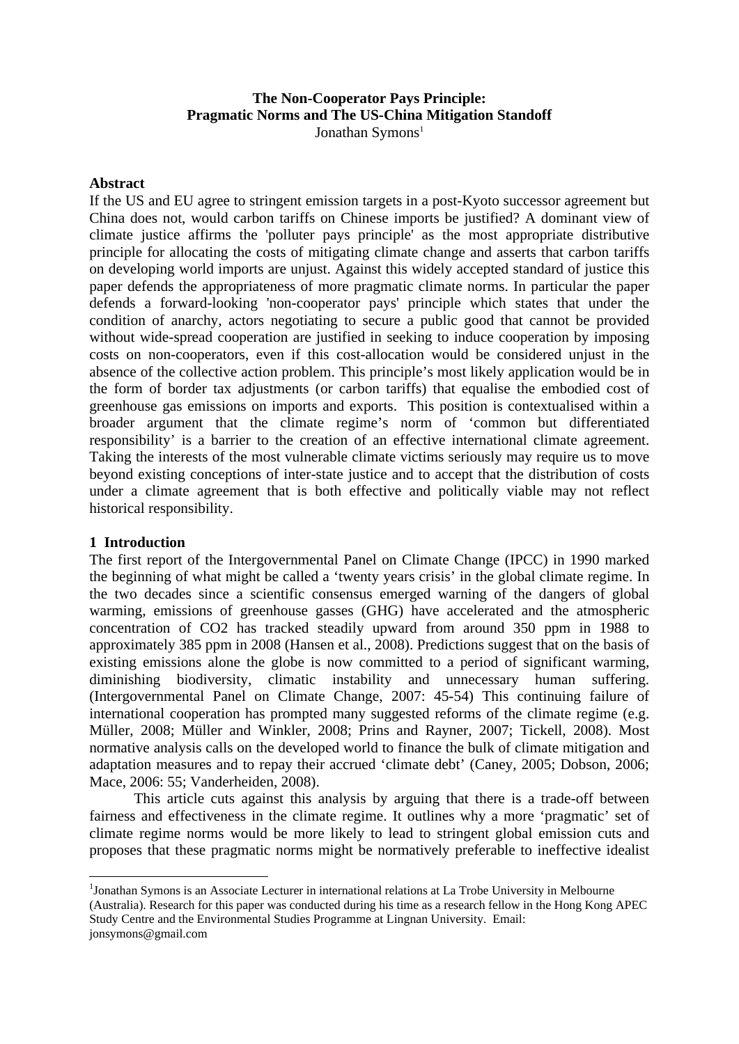# The Non-Cooperator Pays Principle: Pragmatic Norms and The US-China Mitigation Standoff

Jonathan Symons[1]

## Abstract

If the US and EU agree to stringent emission targets in a post-Kyoto successor agreement but China does not, would carbon tariffs on Chinese imports be justified? A dominant view of climate justice affirms the 'polluter pays principle' as the most appropriate distributive principle for allocating the costs of mitigating climate change and asserts that carbon tariffs on developing world imports are unjust. Against this widely accepted standard of justice this paper defends the appropriateness of more pragmatic climate norms. In particular the paper defends a forward-looking 'non-cooperator pays' principle which states that under the condition of anarchy, actors negotiating to secure a public good that cannot be provided without wide-spread cooperation are justified in seeking to induce cooperation by imposing costs on non-cooperators, even if this cost-allocation would be considered unjust in the absence of the collective action problem. This principle's most likely application would be in the form of border tax adjustments (or carbon tariffs) that equalise the embodied cost of greenhouse gas emissions on imports and exports. This position is contextualised within a broader argument that the climate regime's norm of 'common but differentiated responsibility' is a barrier to the creation of an effective international climate agreement. Taking the interests of the most vulnerable climate victims seriously may require us to move beyond existing conceptions of inter-state justice and to accept that the distribution of costs under a climate agreement that is both effective and politically viable may not reflect historical responsibility.

## 1 Introduction

The first report of the Intergovernmental Panel on Climate Change (IPCC) in 1990 marked the beginning of what might be called a 'twenty years crisis' in the global climate regime. In the two decades since a scientific consensus emerged warning of the dangers of global warming, emissions of greenhouse gasses (GHG) have accelerated and the atmospheric concentration of CO2 has tracked steadily upward from around 350 ppm in 1988 to approximately 385 ppm in 2008 (Hansen et al., 2008). Predictions suggest that on the basis of existing emissions alone the globe is now committed to a period of significant warming, diminishing biodiversity, climatic instability and unnecessary human suffering. (Intergovernmental Panel on Climate Change, 2007: 45-54) This continuing failure of international cooperation has prompted many suggested reforms of the climate regime (e.g. Müller, 2008; Müller and Winkler, 2008; Prins and Rayner, 2007; Tickell, 2008). Most normative analysis calls on the developed world to finance the bulk of climate mitigation and adaptation measures and to repay their accrued 'climate debt' (Caney, 2005; Dobson, 2006; Mace, 2006: 55; Vanderheiden, 2008).

This article cuts against this analysis by arguing that there is a trade-off between fairness and effectiveness in the climate regime. It outlines why a more 'pragmatic' set of climate regime norms would be more likely to lead to stringent global emission cuts and proposes that these pragmatic norms might be normatively preferable to ineffective idealist

[1] Jonathan Symons is an Associate Lecturer in international relations at La Trobe University in Melbourne (Australia). Research for this paper was conducted during his time as a research fellow in the Hong Kong APEC Study Centre and the Environmental Studies Programme at Lingnan University. Email: jonsymons@gmail.com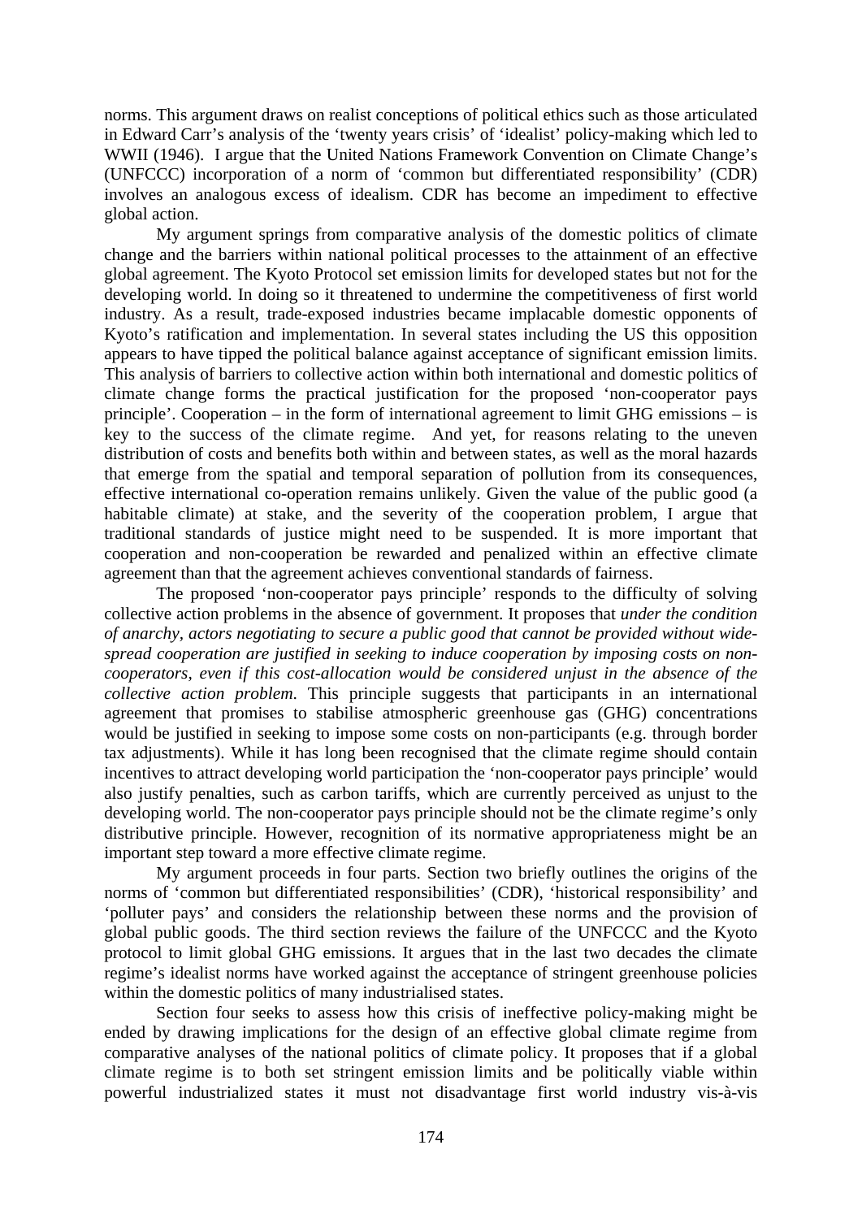norms. This argument draws on realist conceptions of political ethics such as those articulated in Edward Carr's analysis of the 'twenty years crisis' of 'idealist' policy-making which led to WWII (1946). I argue that the United Nations Framework Convention on Climate Change's (UNFCCC) incorporation of a norm of 'common but differentiated responsibility' (CDR) involves an analogous excess of idealism. CDR has become an impediment to effective global action.

My argument springs from comparative analysis of the domestic politics of climate change and the barriers within national political processes to the attainment of an effective global agreement. The Kyoto Protocol set emission limits for developed states but not for the developing world. In doing so it threatened to undermine the competitiveness of first world industry. As a result, trade-exposed industries became implacable domestic opponents of Kyoto's ratification and implementation. In several states including the US this opposition appears to have tipped the political balance against acceptance of significant emission limits. This analysis of barriers to collective action within both international and domestic politics of climate change forms the practical justification for the proposed 'non-cooperator pays principle'. Cooperation – in the form of international agreement to limit GHG emissions – is key to the success of the climate regime. And yet, for reasons relating to the uneven distribution of costs and benefits both within and between states, as well as the moral hazards that emerge from the spatial and temporal separation of pollution from its consequences, effective international co-operation remains unlikely. Given the value of the public good (a habitable climate) at stake, and the severity of the cooperation problem, I argue that traditional standards of justice might need to be suspended. It is more important that cooperation and non-cooperation be rewarded and penalized within an effective climate agreement than that the agreement achieves conventional standards of fairness.

The proposed 'non-cooperator pays principle' responds to the difficulty of solving collective action problems in the absence of government. It proposes that *under the condition of anarchy, actors negotiating to secure a public good that cannot be provided without wide-spread cooperation are justified in seeking to induce cooperation by imposing costs on non-cooperators, even if this cost-allocation would be considered unjust in the absence of the collective action problem.* This principle suggests that participants in an international agreement that promises to stabilise atmospheric greenhouse gas (GHG) concentrations would be justified in seeking to impose some costs on non-participants (e.g. through border tax adjustments). While it has long been recognised that the climate regime should contain incentives to attract developing world participation the 'non-cooperator pays principle' would also justify penalties, such as carbon tariffs, which are currently perceived as unjust to the developing world. The non-cooperator pays principle should not be the climate regime's only distributive principle. However, recognition of its normative appropriateness might be an important step toward a more effective climate regime.

My argument proceeds in four parts. Section two briefly outlines the origins of the norms of 'common but differentiated responsibilities' (CDR), 'historical responsibility' and 'polluter pays' and considers the relationship between these norms and the provision of global public goods. The third section reviews the failure of the UNFCCC and the Kyoto protocol to limit global GHG emissions. It argues that in the last two decades the climate regime's idealist norms have worked against the acceptance of stringent greenhouse policies within the domestic politics of many industrialised states.

Section four seeks to assess how this crisis of ineffective policy-making might be ended by drawing implications for the design of an effective global climate regime from comparative analyses of the national politics of climate policy. It proposes that if a global climate regime is to both set stringent emission limits and be politically viable within powerful industrialized states it must not disadvantage first world industry vis-à-vis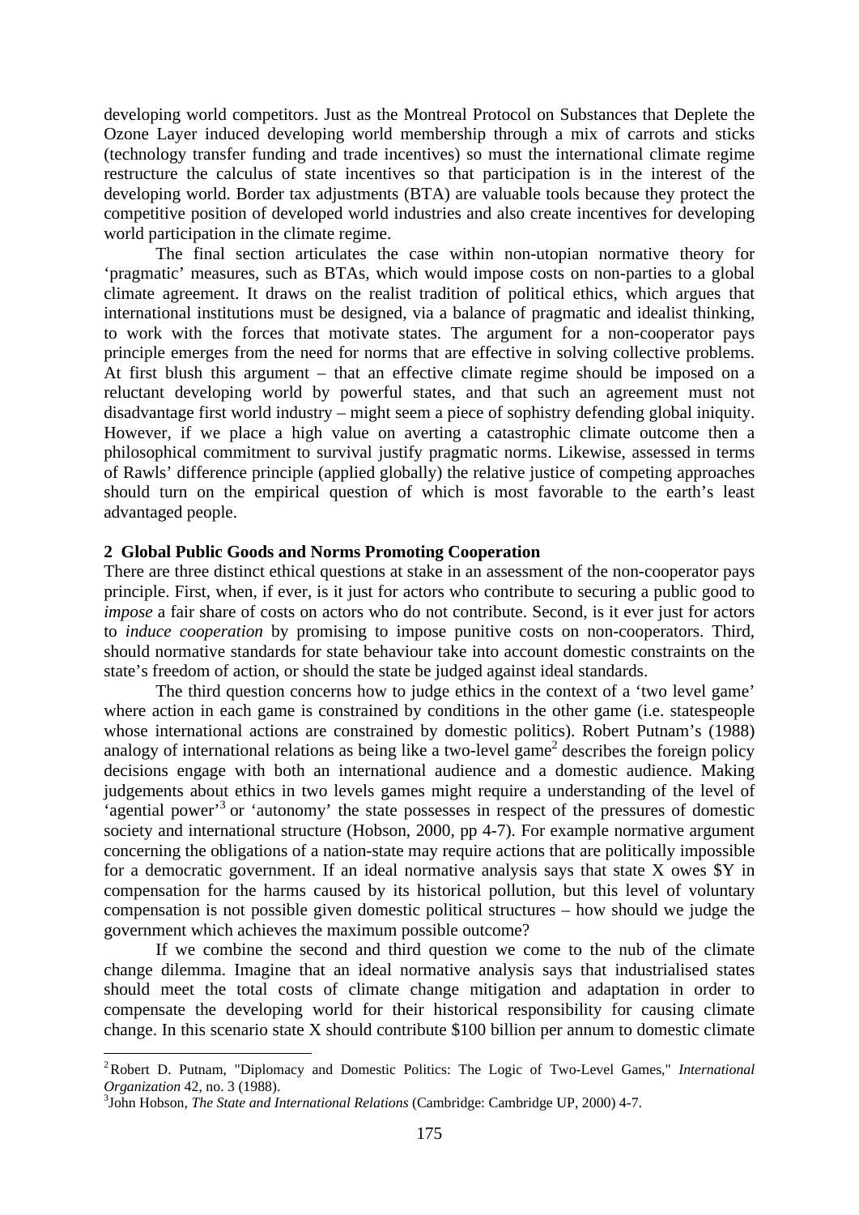developing world competitors. Just as the Montreal Protocol on Substances that Deplete the Ozone Layer induced developing world membership through a mix of carrots and sticks (technology transfer funding and trade incentives) so must the international climate regime restructure the calculus of state incentives so that participation is in the interest of the developing world. Border tax adjustments (BTA) are valuable tools because they protect the competitive position of developed world industries and also create incentives for developing world participation in the climate regime.

The final section articulates the case within non-utopian normative theory for 'pragmatic' measures, such as BTAs, which would impose costs on non-parties to a global climate agreement. It draws on the realist tradition of political ethics, which argues that international institutions must be designed, via a balance of pragmatic and idealist thinking, to work with the forces that motivate states. The argument for a non-cooperator pays principle emerges from the need for norms that are effective in solving collective problems. At first blush this argument – that an effective climate regime should be imposed on a reluctant developing world by powerful states, and that such an agreement must not disadvantage first world industry – might seem a piece of sophistry defending global iniquity. However, if we place a high value on averting a catastrophic climate outcome then a philosophical commitment to survival justify pragmatic norms. Likewise, assessed in terms of Rawls' difference principle (applied globally) the relative justice of competing approaches should turn on the empirical question of which is most favorable to the earth's least advantaged people.

## 2 Global Public Goods and Norms Promoting Cooperation

There are three distinct ethical questions at stake in an assessment of the non-cooperator pays principle. First, when, if ever, is it just for actors who contribute to securing a public good to *impose* a fair share of costs on actors who do not contribute. Second, is it ever just for actors to *induce cooperation* by promising to impose punitive costs on non-cooperators. Third, should normative standards for state behaviour take into account domestic constraints on the state's freedom of action, or should the state be judged against ideal standards.

The third question concerns how to judge ethics in the context of a 'two level game' where action in each game is constrained by conditions in the other game (i.e. statespeople whose international actions are constrained by domestic politics). Robert Putnam's (1988) analogy of international relations as being like a two-level game[2] describes the foreign policy decisions engage with both an international audience and a domestic audience. Making judgements about ethics in two levels games might require a understanding of the level of 'agential power'[3] or 'autonomy' the state possesses in respect of the pressures of domestic society and international structure (Hobson, 2000, pp 4-7). For example normative argument concerning the obligations of a nation-state may require actions that are politically impossible for a democratic government. If an ideal normative analysis says that state X owes \$Y in compensation for the harms caused by its historical pollution, but this level of voluntary compensation is not possible given domestic political structures – how should we judge the government which achieves the maximum possible outcome?

If we combine the second and third question we come to the nub of the climate change dilemma. Imagine that an ideal normative analysis says that industrialised states should meet the total costs of climate change mitigation and adaptation in order to compensate the developing world for their historical responsibility for causing climate change. In this scenario state X should contribute \$100 billion per annum to domestic climate

---

[2] Robert D. Putnam, "Diplomacy and Domestic Politics: The Logic of Two-Level Games," *International Organization* 42, no. 3 (1988).

[3] John Hobson, *The State and International Relations* (Cambridge: Cambridge UP, 2000) 4-7.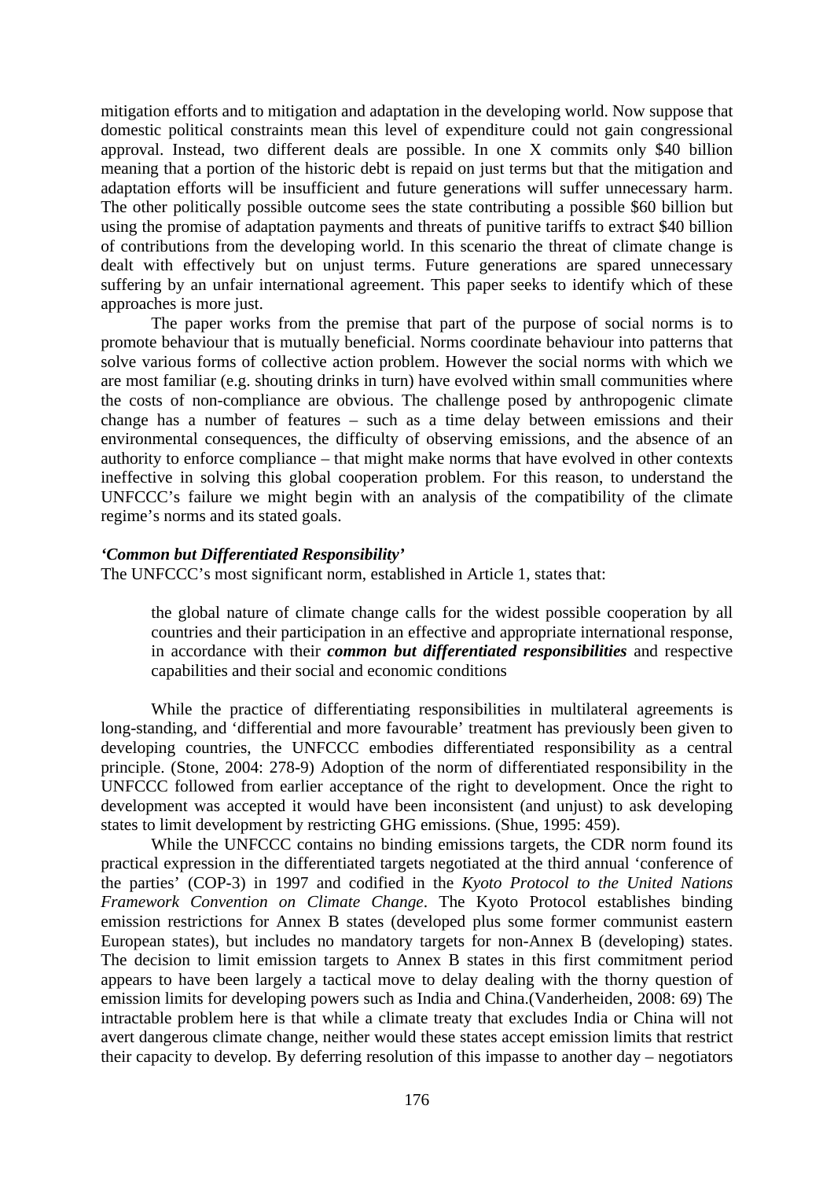mitigation efforts and to mitigation and adaptation in the developing world. Now suppose that domestic political constraints mean this level of expenditure could not gain congressional approval. Instead, two different deals are possible. In one X commits only $40 billion meaning that a portion of the historic debt is repaid on just terms but that the mitigation and adaptation efforts will be insufficient and future generations will suffer unnecessary harm. The other politically possible outcome sees the state contributing a possible $60 billion but using the promise of adaptation payments and threats of punitive tariffs to extract $40 billion of contributions from the developing world. In this scenario the threat of climate change is dealt with effectively but on unjust terms. Future generations are spared unnecessary suffering by an unfair international agreement. This paper seeks to identify which of these approaches is more just.

The paper works from the premise that part of the purpose of social norms is to promote behaviour that is mutually beneficial. Norms coordinate behaviour into patterns that solve various forms of collective action problem. However the social norms with which we are most familiar (e.g. shouting drinks in turn) have evolved within small communities where the costs of non-compliance are obvious. The challenge posed by anthropogenic climate change has a number of features – such as a time delay between emissions and their environmental consequences, the difficulty of observing emissions, and the absence of an authority to enforce compliance – that might make norms that have evolved in other contexts ineffective in solving this global cooperation problem. For this reason, to understand the UNFCCC's failure we might begin with an analysis of the compatibility of the climate regime's norms and its stated goals.

***'Common but Differentiated Responsibility'***

The UNFCCC's most significant norm, established in Article 1, states that:

> the global nature of climate change calls for the widest possible cooperation by all countries and their participation in an effective and appropriate international response, in accordance with their ***common but differentiated responsibilities*** and respective capabilities and their social and economic conditions

While the practice of differentiating responsibilities in multilateral agreements is long-standing, and 'differential and more favourable' treatment has previously been given to developing countries, the UNFCCC embodies differentiated responsibility as a central principle. (Stone, 2004: 278-9) Adoption of the norm of differentiated responsibility in the UNFCCC followed from earlier acceptance of the right to development. Once the right to development was accepted it would have been inconsistent (and unjust) to ask developing states to limit development by restricting GHG emissions. (Shue, 1995: 459).

While the UNFCCC contains no binding emissions targets, the CDR norm found its practical expression in the differentiated targets negotiated at the third annual 'conference of the parties' (COP-3) in 1997 and codified in the *Kyoto Protocol to the United Nations Framework Convention on Climate Change*. The Kyoto Protocol establishes binding emission restrictions for Annex B states (developed plus some former communist eastern European states), but includes no mandatory targets for non-Annex B (developing) states. The decision to limit emission targets to Annex B states in this first commitment period appears to have been largely a tactical move to delay dealing with the thorny question of emission limits for developing powers such as India and China.(Vanderheiden, 2008: 69) The intractable problem here is that while a climate treaty that excludes India or China will not avert dangerous climate change, neither would these states accept emission limits that restrict their capacity to develop. By deferring resolution of this impasse to another day – negotiators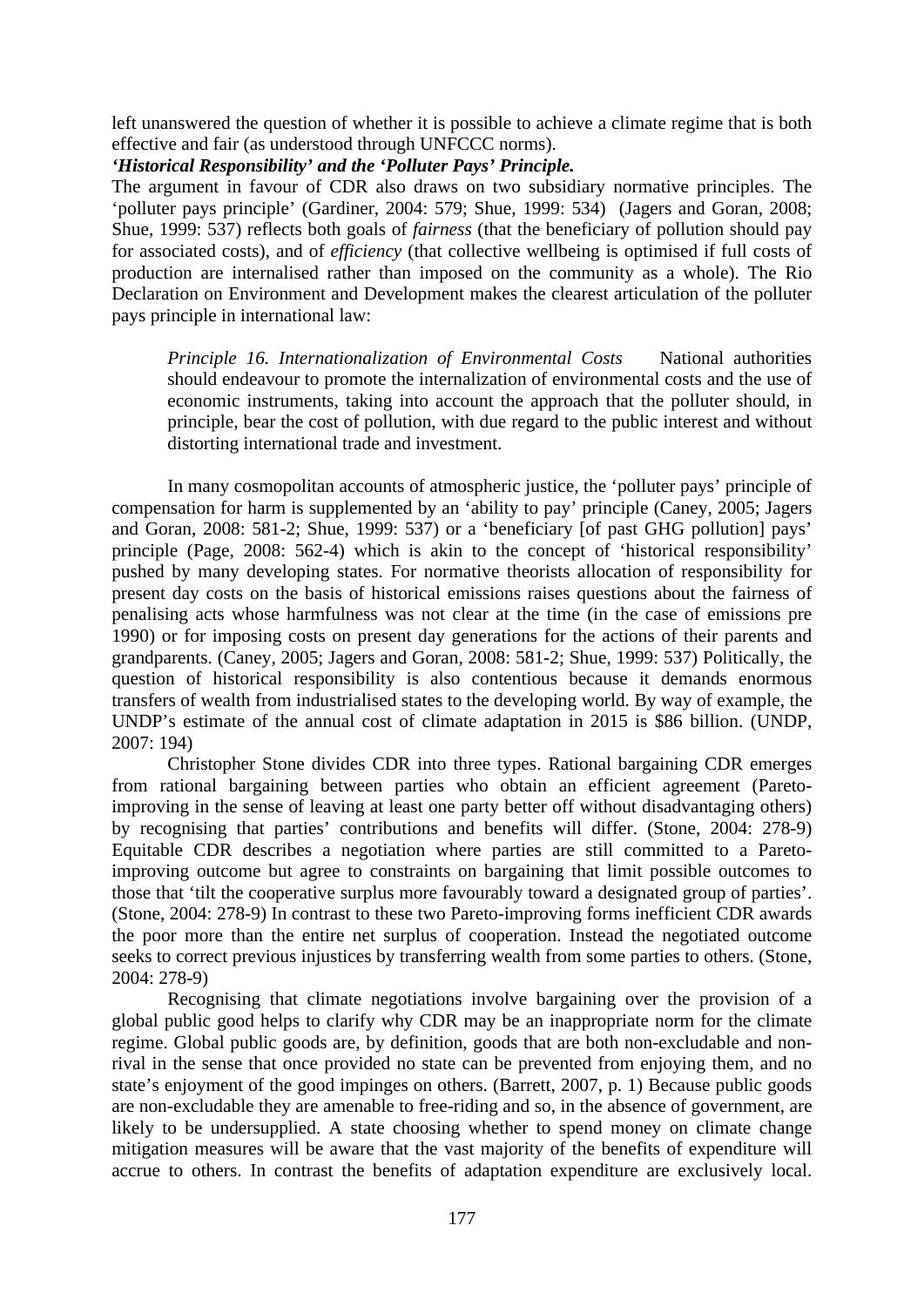left unanswered the question of whether it is possible to achieve a climate regime that is both effective and fair (as understood through UNFCCC norms).

***'Historical Responsibility' and the 'Polluter Pays' Principle.***

The argument in favour of CDR also draws on two subsidiary normative principles. The 'polluter pays principle' (Gardiner, 2004: 579; Shue, 1999: 534) (Jagers and Goran, 2008; Shue, 1999: 537) reflects both goals of *fairness* (that the beneficiary of pollution should pay for associated costs), and of *efficiency* (that collective wellbeing is optimised if full costs of production are internalised rather than imposed on the community as a whole). The Rio Declaration on Environment and Development makes the clearest articulation of the polluter pays principle in international law:

> *Principle 16. Internationalization of Environmental Costs* National authorities should endeavour to promote the internalization of environmental costs and the use of economic instruments, taking into account the approach that the polluter should, in principle, bear the cost of pollution, with due regard to the public interest and without distorting international trade and investment.

In many cosmopolitan accounts of atmospheric justice, the 'polluter pays' principle of compensation for harm is supplemented by an 'ability to pay' principle (Caney, 2005; Jagers and Goran, 2008: 581-2; Shue, 1999: 537) or a 'beneficiary [of past GHG pollution] pays' principle (Page, 2008: 562-4) which is akin to the concept of 'historical responsibility' pushed by many developing states. For normative theorists allocation of responsibility for present day costs on the basis of historical emissions raises questions about the fairness of penalising acts whose harmfulness was not clear at the time (in the case of emissions pre 1990) or for imposing costs on present day generations for the actions of their parents and grandparents. (Caney, 2005; Jagers and Goran, 2008: 581-2; Shue, 1999: 537) Politically, the question of historical responsibility is also contentious because it demands enormous transfers of wealth from industrialised states to the developing world. By way of example, the UNDP's estimate of the annual cost of climate adaptation in 2015 is \$86 billion. (UNDP, 2007: 194)

Christopher Stone divides CDR into three types. Rational bargaining CDR emerges from rational bargaining between parties who obtain an efficient agreement (Pareto-improving in the sense of leaving at least one party better off without disadvantaging others) by recognising that parties' contributions and benefits will differ. (Stone, 2004: 278-9) Equitable CDR describes a negotiation where parties are still committed to a Pareto-improving outcome but agree to constraints on bargaining that limit possible outcomes to those that 'tilt the cooperative surplus more favourably toward a designated group of parties'. (Stone, 2004: 278-9) In contrast to these two Pareto-improving forms inefficient CDR awards the poor more than the entire net surplus of cooperation. Instead the negotiated outcome seeks to correct previous injustices by transferring wealth from some parties to others. (Stone, 2004: 278-9)

Recognising that climate negotiations involve bargaining over the provision of a global public good helps to clarify why CDR may be an inappropriate norm for the climate regime. Global public goods are, by definition, goods that are both non-excludable and non-rival in the sense that once provided no state can be prevented from enjoying them, and no state's enjoyment of the good impinges on others. (Barrett, 2007, p. 1) Because public goods are non-excludable they are amenable to free-riding and so, in the absence of government, are likely to be undersupplied. A state choosing whether to spend money on climate change mitigation measures will be aware that the vast majority of the benefits of expenditure will accrue to others. In contrast the benefits of adaptation expenditure are exclusively local.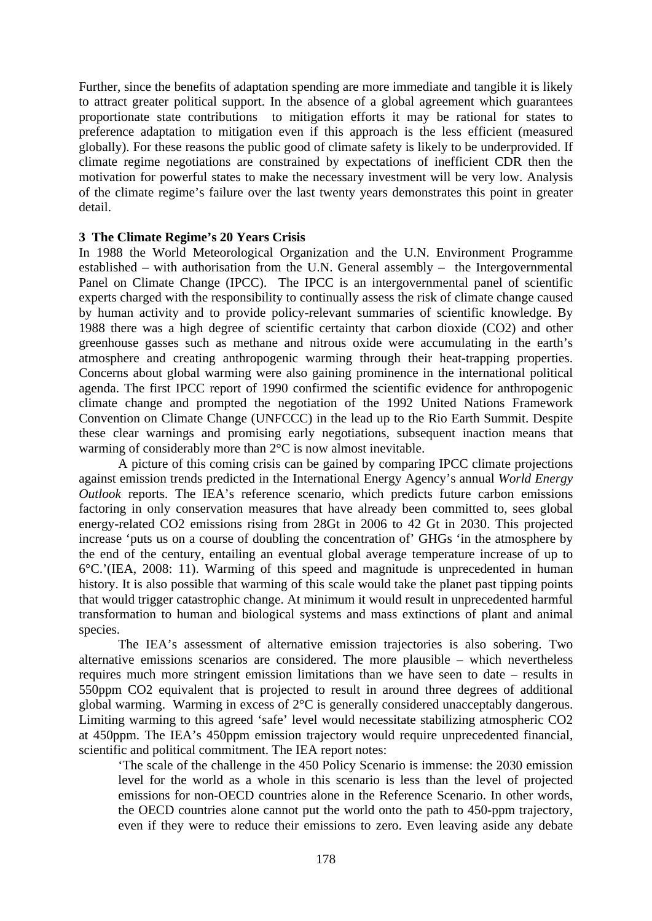Further, since the benefits of adaptation spending are more immediate and tangible it is likely to attract greater political support. In the absence of a global agreement which guarantees proportionate state contributions to mitigation efforts it may be rational for states to preference adaptation to mitigation even if this approach is the less efficient (measured globally). For these reasons the public good of climate safety is likely to be underprovided. If climate regime negotiations are constrained by expectations of inefficient CDR then the motivation for powerful states to make the necessary investment will be very low. Analysis of the climate regime's failure over the last twenty years demonstrates this point in greater detail.

### 3 The Climate Regime's 20 Years Crisis

In 1988 the World Meteorological Organization and the U.N. Environment Programme established – with authorisation from the U.N. General assembly – the Intergovernmental Panel on Climate Change (IPCC). The IPCC is an intergovernmental panel of scientific experts charged with the responsibility to continually assess the risk of climate change caused by human activity and to provide policy-relevant summaries of scientific knowledge. By 1988 there was a high degree of scientific certainty that carbon dioxide ($CO_2$) and other greenhouse gasses such as methane and nitrous oxide were accumulating in the earth's atmosphere and creating anthropogenic warming through their heat-trapping properties. Concerns about global warming were also gaining prominence in the international political agenda. The first IPCC report of 1990 confirmed the scientific evidence for anthropogenic climate change and prompted the negotiation of the 1992 United Nations Framework Convention on Climate Change (UNFCCC) in the lead up to the Rio Earth Summit. Despite these clear warnings and promising early negotiations, subsequent inaction means that warming of considerably more than 2°C is now almost inevitable.

A picture of this coming crisis can be gained by comparing IPCC climate projections against emission trends predicted in the International Energy Agency's annual *World Energy Outlook* reports. The IEA's reference scenario, which predicts future carbon emissions factoring in only conservation measures that have already been committed to, sees global energy-related $CO_2$ emissions rising from 28Gt in 2006 to 42 Gt in 2030. This projected increase 'puts us on a course of doubling the concentration of' GHGs 'in the atmosphere by the end of the century, entailing an eventual global average temperature increase of up to 6°C.'(IEA, 2008: 11). Warming of this speed and magnitude is unprecedented in human history. It is also possible that warming of this scale would take the planet past tipping points that would trigger catastrophic change. At minimum it would result in unprecedented harmful transformation to human and biological systems and mass extinctions of plant and animal species.

The IEA's assessment of alternative emission trajectories is also sobering. Two alternative emissions scenarios are considered. The more plausible – which nevertheless requires much more stringent emission limitations than we have seen to date – results in 550ppm $CO_2$ equivalent that is projected to result in around three degrees of additional global warming. Warming in excess of 2°C is generally considered unacceptably dangerous. Limiting warming to this agreed 'safe' level would necessitate stabilizing atmospheric $CO_2$ at 450ppm. The IEA's 450ppm emission trajectory would require unprecedented financial, scientific and political commitment. The IEA report notes:

> 'The scale of the challenge in the 450 Policy Scenario is immense: the 2030 emission level for the world as a whole in this scenario is less than the level of projected emissions for non-OECD countries alone in the Reference Scenario. In other words, the OECD countries alone cannot put the world onto the path to 450-ppm trajectory, even if they were to reduce their emissions to zero. Even leaving aside any debate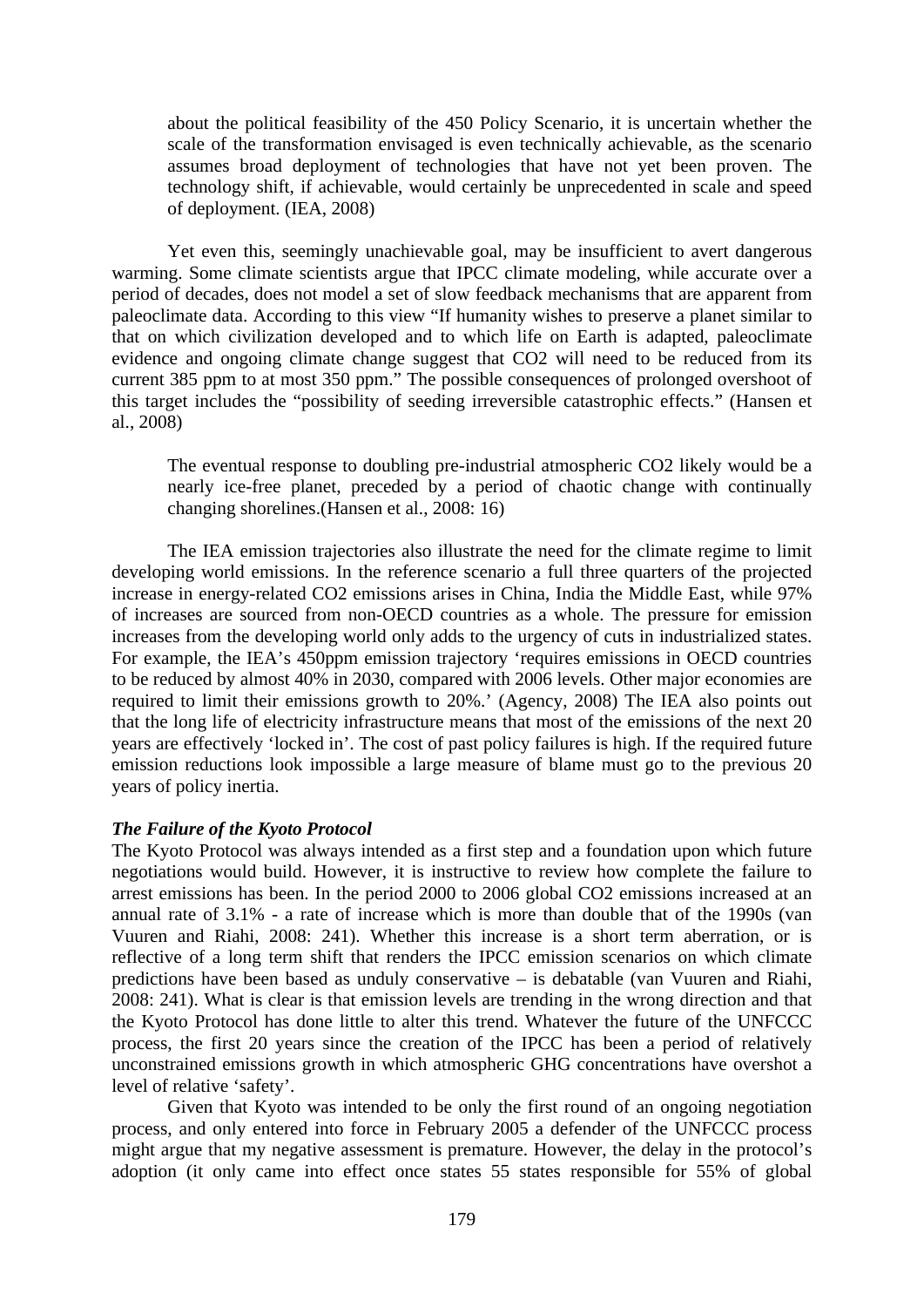> about the political feasibility of the 450 Policy Scenario, it is uncertain whether the scale of the transformation envisaged is even technically achievable, as the scenario assumes broad deployment of technologies that have not yet been proven. The technology shift, if achievable, would certainly be unprecedented in scale and speed of deployment. (IEA, 2008)

Yet even this, seemingly unachievable goal, may be insufficient to avert dangerous warming. Some climate scientists argue that IPCC climate modeling, while accurate over a period of decades, does not model a set of slow feedback mechanisms that are apparent from paleoclimate data. According to this view "If humanity wishes to preserve a planet similar to that on which civilization developed and to which life on Earth is adapted, paleoclimate evidence and ongoing climate change suggest that $CO_2$ will need to be reduced from its current 385 ppm to at most 350 ppm." The possible consequences of prolonged overshoot of this target includes the "possibility of seeding irreversible catastrophic effects." (Hansen et al., 2008)

> The eventual response to doubling pre-industrial atmospheric $CO_2$ likely would be a nearly ice-free planet, preceded by a period of chaotic change with continually changing shorelines.(Hansen et al., 2008: 16)

The IEA emission trajectories also illustrate the need for the climate regime to limit developing world emissions. In the reference scenario a full three quarters of the projected increase in energy-related $CO_2$ emissions arises in China, India the Middle East, while 97% of increases are sourced from non-OECD countries as a whole. The pressure for emission increases from the developing world only adds to the urgency of cuts in industrialized states. For example, the IEA's 450ppm emission trajectory 'requires emissions in OECD countries to be reduced by almost 40% in 2030, compared with 2006 levels. Other major economies are required to limit their emissions growth to 20%.' (Agency, 2008) The IEA also points out that the long life of electricity infrastructure means that most of the emissions of the next 20 years are effectively 'locked in'. The cost of past policy failures is high. If the required future emission reductions look impossible a large measure of blame must go to the previous 20 years of policy inertia.

***The Failure of the Kyoto Protocol***

The Kyoto Protocol was always intended as a first step and a foundation upon which future negotiations would build. However, it is instructive to review how complete the failure to arrest emissions has been. In the period 2000 to 2006 global $CO_2$ emissions increased at an annual rate of 3.1% - a rate of increase which is more than double that of the 1990s (van Vuuren and Riahi, 2008: 241). Whether this increase is a short term aberration, or is reflective of a long term shift that renders the IPCC emission scenarios on which climate predictions have been based as unduly conservative – is debatable (van Vuuren and Riahi, 2008: 241). What is clear is that emission levels are trending in the wrong direction and that the Kyoto Protocol has done little to alter this trend. Whatever the future of the UNFCCC process, the first 20 years since the creation of the IPCC has been a period of relatively unconstrained emissions growth in which atmospheric GHG concentrations have overshot a level of relative 'safety'.

Given that Kyoto was intended to be only the first round of an ongoing negotiation process, and only entered into force in February 2005 a defender of the UNFCCC process might argue that my negative assessment is premature. However, the delay in the protocol's adoption (it only came into effect once states 55 states responsible for 55% of global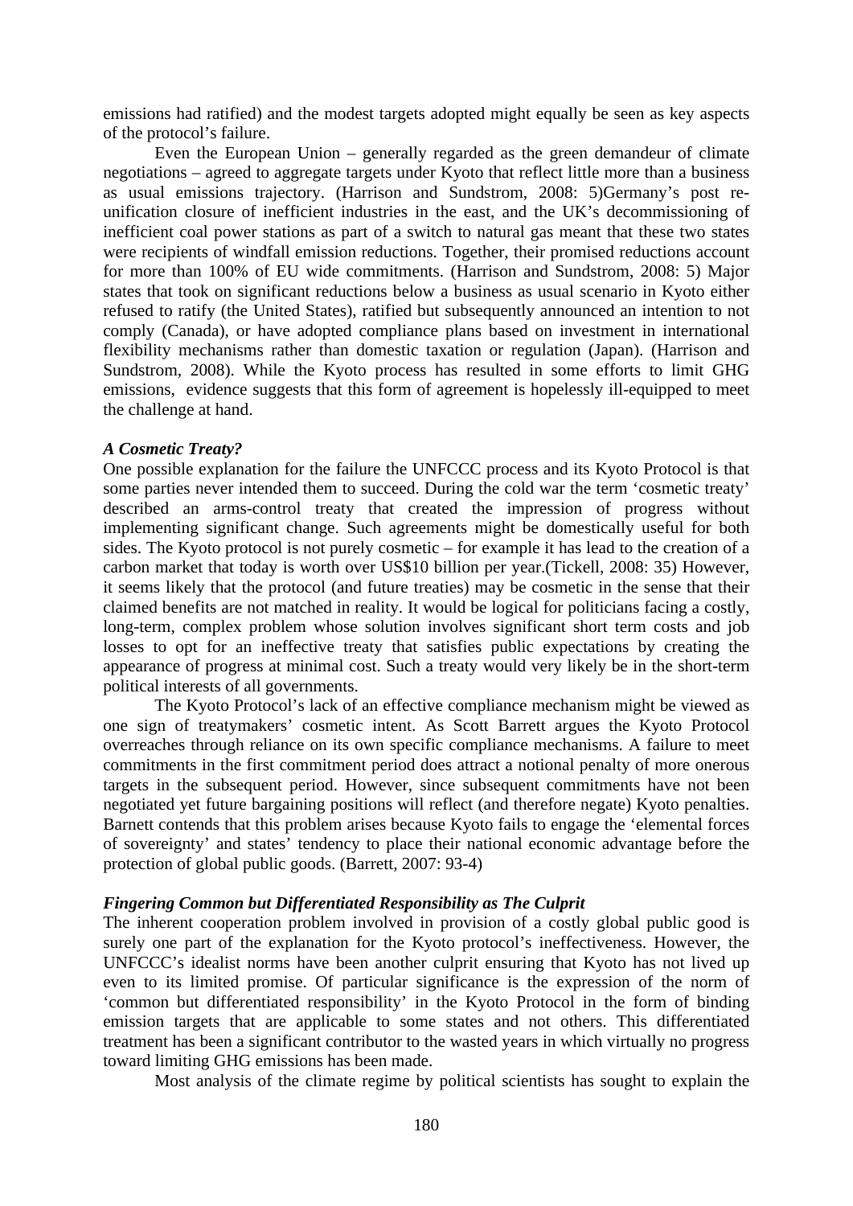emissions had ratified) and the modest targets adopted might equally be seen as key aspects of the protocol's failure.

Even the European Union – generally regarded as the green demandeur of climate negotiations – agreed to aggregate targets under Kyoto that reflect little more than a business as usual emissions trajectory. (Harrison and Sundstrom, 2008: 5)Germany's post re-unification closure of inefficient industries in the east, and the UK's decommissioning of inefficient coal power stations as part of a switch to natural gas meant that these two states were recipients of windfall emission reductions. Together, their promised reductions account for more than 100% of EU wide commitments. (Harrison and Sundstrom, 2008: 5) Major states that took on significant reductions below a business as usual scenario in Kyoto either refused to ratify (the United States), ratified but subsequently announced an intention to not comply (Canada), or have adopted compliance plans based on investment in international flexibility mechanisms rather than domestic taxation or regulation (Japan). (Harrison and Sundstrom, 2008). While the Kyoto process has resulted in some efforts to limit GHG emissions, evidence suggests that this form of agreement is hopelessly ill-equipped to meet the challenge at hand.

***A Cosmetic Treaty?***

One possible explanation for the failure the UNFCCC process and its Kyoto Protocol is that some parties never intended them to succeed. During the cold war the term 'cosmetic treaty' described an arms-control treaty that created the impression of progress without implementing significant change. Such agreements might be domestically useful for both sides. The Kyoto protocol is not purely cosmetic – for example it has lead to the creation of a carbon market that today is worth over US$10 billion per year.(Tickell, 2008: 35) However, it seems likely that the protocol (and future treaties) may be cosmetic in the sense that their claimed benefits are not matched in reality. It would be logical for politicians facing a costly, long-term, complex problem whose solution involves significant short term costs and job losses to opt for an ineffective treaty that satisfies public expectations by creating the appearance of progress at minimal cost. Such a treaty would very likely be in the short-term political interests of all governments.

The Kyoto Protocol's lack of an effective compliance mechanism might be viewed as one sign of treatymakers' cosmetic intent. As Scott Barrett argues the Kyoto Protocol overreaches through reliance on its own specific compliance mechanisms. A failure to meet commitments in the first commitment period does attract a notional penalty of more onerous targets in the subsequent period. However, since subsequent commitments have not been negotiated yet future bargaining positions will reflect (and therefore negate) Kyoto penalties. Barnett contends that this problem arises because Kyoto fails to engage the 'elemental forces of sovereignty' and states' tendency to place their national economic advantage before the protection of global public goods. (Barrett, 2007: 93-4)

***Fingering Common but Differentiated Responsibility as The Culprit***

The inherent cooperation problem involved in provision of a costly global public good is surely one part of the explanation for the Kyoto protocol's ineffectiveness. However, the UNFCCC's idealist norms have been another culprit ensuring that Kyoto has not lived up even to its limited promise. Of particular significance is the expression of the norm of 'common but differentiated responsibility' in the Kyoto Protocol in the form of binding emission targets that are applicable to some states and not others. This differentiated treatment has been a significant contributor to the wasted years in which virtually no progress toward limiting GHG emissions has been made.

Most analysis of the climate regime by political scientists has sought to explain the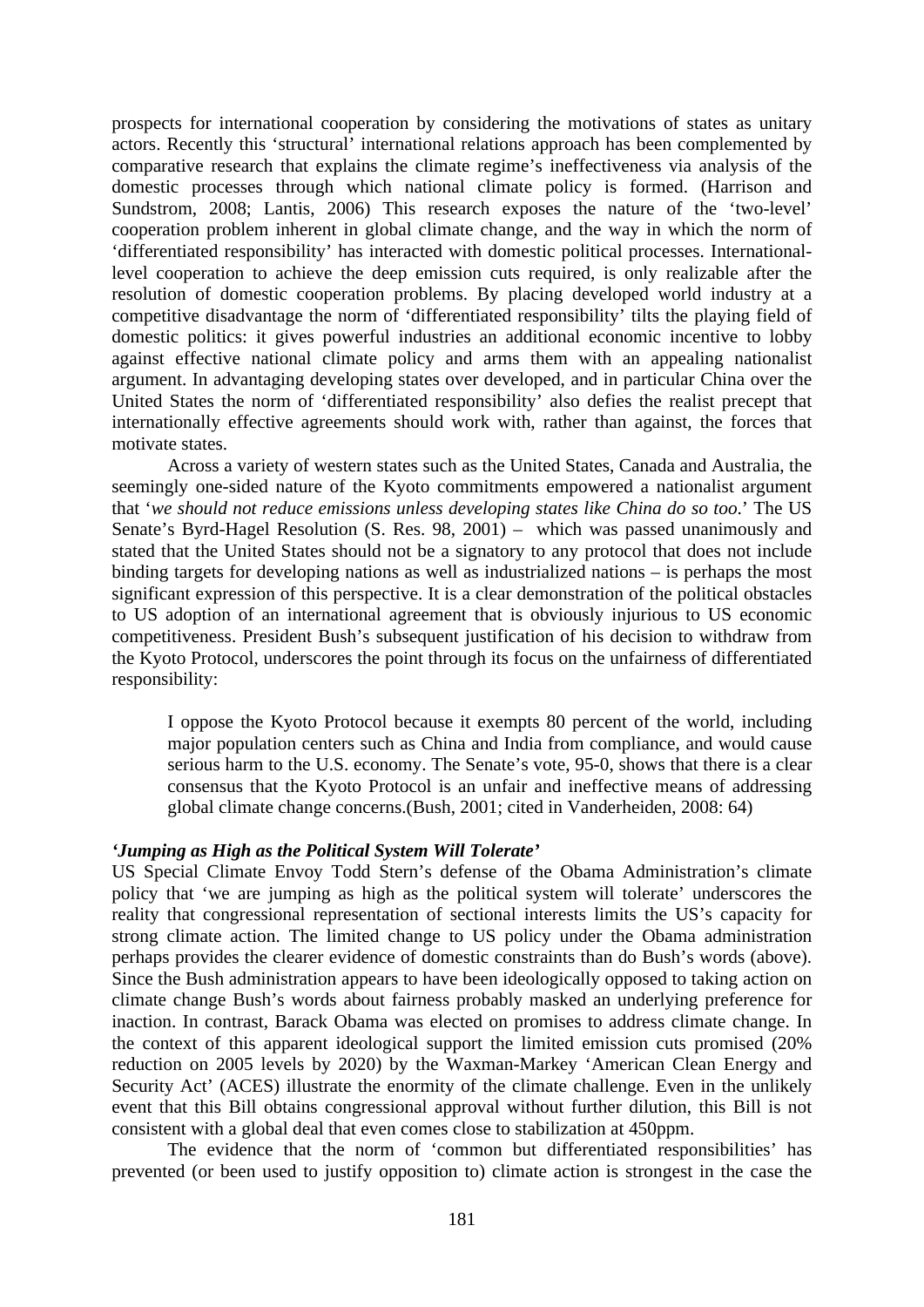prospects for international cooperation by considering the motivations of states as unitary actors. Recently this 'structural' international relations approach has been complemented by comparative research that explains the climate regime's ineffectiveness via analysis of the domestic processes through which national climate policy is formed. (Harrison and Sundstrom, 2008; Lantis, 2006) This research exposes the nature of the 'two-level' cooperation problem inherent in global climate change, and the way in which the norm of 'differentiated responsibility' has interacted with domestic political processes. International-level cooperation to achieve the deep emission cuts required, is only realizable after the resolution of domestic cooperation problems. By placing developed world industry at a competitive disadvantage the norm of 'differentiated responsibility' tilts the playing field of domestic politics: it gives powerful industries an additional economic incentive to lobby against effective national climate policy and arms them with an appealing nationalist argument. In advantaging developing states over developed, and in particular China over the United States the norm of 'differentiated responsibility' also defies the realist precept that internationally effective agreements should work with, rather than against, the forces that motivate states.

Across a variety of western states such as the United States, Canada and Australia, the seemingly one-sided nature of the Kyoto commitments empowered a nationalist argument that '*we should not reduce emissions unless developing states like China do so too*.' The US Senate's Byrd-Hagel Resolution (S. Res. 98, 2001) – which was passed unanimously and stated that the United States should not be a signatory to any protocol that does not include binding targets for developing nations as well as industrialized nations – is perhaps the most significant expression of this perspective. It is a clear demonstration of the political obstacles to US adoption of an international agreement that is obviously injurious to US economic competitiveness. President Bush's subsequent justification of his decision to withdraw from the Kyoto Protocol, underscores the point through its focus on the unfairness of differentiated responsibility:

> I oppose the Kyoto Protocol because it exempts 80 percent of the world, including major population centers such as China and India from compliance, and would cause serious harm to the U.S. economy. The Senate's vote, 95-0, shows that there is a clear consensus that the Kyoto Protocol is an unfair and ineffective means of addressing global climate change concerns.(Bush, 2001; cited in Vanderheiden, 2008: 64)

### *'Jumping as High as the Political System Will Tolerate'*

US Special Climate Envoy Todd Stern's defense of the Obama Administration's climate policy that 'we are jumping as high as the political system will tolerate' underscores the reality that congressional representation of sectional interests limits the US's capacity for strong climate action. The limited change to US policy under the Obama administration perhaps provides the clearer evidence of domestic constraints than do Bush's words (above). Since the Bush administration appears to have been ideologically opposed to taking action on climate change Bush's words about fairness probably masked an underlying preference for inaction. In contrast, Barack Obama was elected on promises to address climate change. In the context of this apparent ideological support the limited emission cuts promised (20% reduction on 2005 levels by 2020) by the Waxman-Markey 'American Clean Energy and Security Act' (ACES) illustrate the enormity of the climate challenge. Even in the unlikely event that this Bill obtains congressional approval without further dilution, this Bill is not consistent with a global deal that even comes close to stabilization at 450ppm.

The evidence that the norm of 'common but differentiated responsibilities' has prevented (or been used to justify opposition to) climate action is strongest in the case the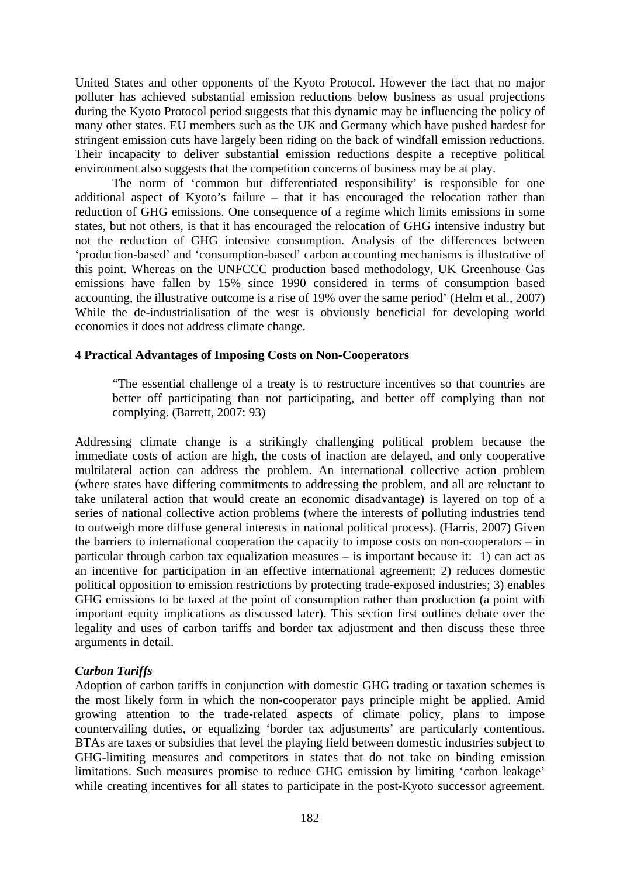United States and other opponents of the Kyoto Protocol. However the fact that no major polluter has achieved substantial emission reductions below business as usual projections during the Kyoto Protocol period suggests that this dynamic may be influencing the policy of many other states. EU members such as the UK and Germany which have pushed hardest for stringent emission cuts have largely been riding on the back of windfall emission reductions. Their incapacity to deliver substantial emission reductions despite a receptive political environment also suggests that the competition concerns of business may be at play.

The norm of 'common but differentiated responsibility' is responsible for one additional aspect of Kyoto's failure – that it has encouraged the relocation rather than reduction of GHG emissions. One consequence of a regime which limits emissions in some states, but not others, is that it has encouraged the relocation of GHG intensive industry but not the reduction of GHG intensive consumption. Analysis of the differences between 'production-based' and 'consumption-based' carbon accounting mechanisms is illustrative of this point. Whereas on the UNFCCC production based methodology, UK Greenhouse Gas emissions have fallen by 15% since 1990 considered in terms of consumption based accounting, the illustrative outcome is a rise of 19% over the same period' (Helm et al., 2007) While the de-industrialisation of the west is obviously beneficial for developing world economies it does not address climate change.

#### 4 Practical Advantages of Imposing Costs on Non-Cooperators

> "The essential challenge of a treaty is to restructure incentives so that countries are better off participating than not participating, and better off complying than not complying. (Barrett, 2007: 93)

Addressing climate change is a strikingly challenging political problem because the immediate costs of action are high, the costs of inaction are delayed, and only cooperative multilateral action can address the problem. An international collective action problem (where states have differing commitments to addressing the problem, and all are reluctant to take unilateral action that would create an economic disadvantage) is layered on top of a series of national collective action problems (where the interests of polluting industries tend to outweigh more diffuse general interests in national political process). (Harris, 2007) Given the barriers to international cooperation the capacity to impose costs on non-cooperators – in particular through carbon tax equalization measures – is important because it: 1) can act as an incentive for participation in an effective international agreement; 2) reduces domestic political opposition to emission restrictions by protecting trade-exposed industries; 3) enables GHG emissions to be taxed at the point of consumption rather than production (a point with important equity implications as discussed later). This section first outlines debate over the legality and uses of carbon tariffs and border tax adjustment and then discuss these three arguments in detail.

***Carbon Tariffs***

Adoption of carbon tariffs in conjunction with domestic GHG trading or taxation schemes is the most likely form in which the non-cooperator pays principle might be applied. Amid growing attention to the trade-related aspects of climate policy, plans to impose countervailing duties, or equalizing 'border tax adjustments' are particularly contentious. BTAs are taxes or subsidies that level the playing field between domestic industries subject to GHG-limiting measures and competitors in states that do not take on binding emission limitations. Such measures promise to reduce GHG emission by limiting 'carbon leakage' while creating incentives for all states to participate in the post-Kyoto successor agreement.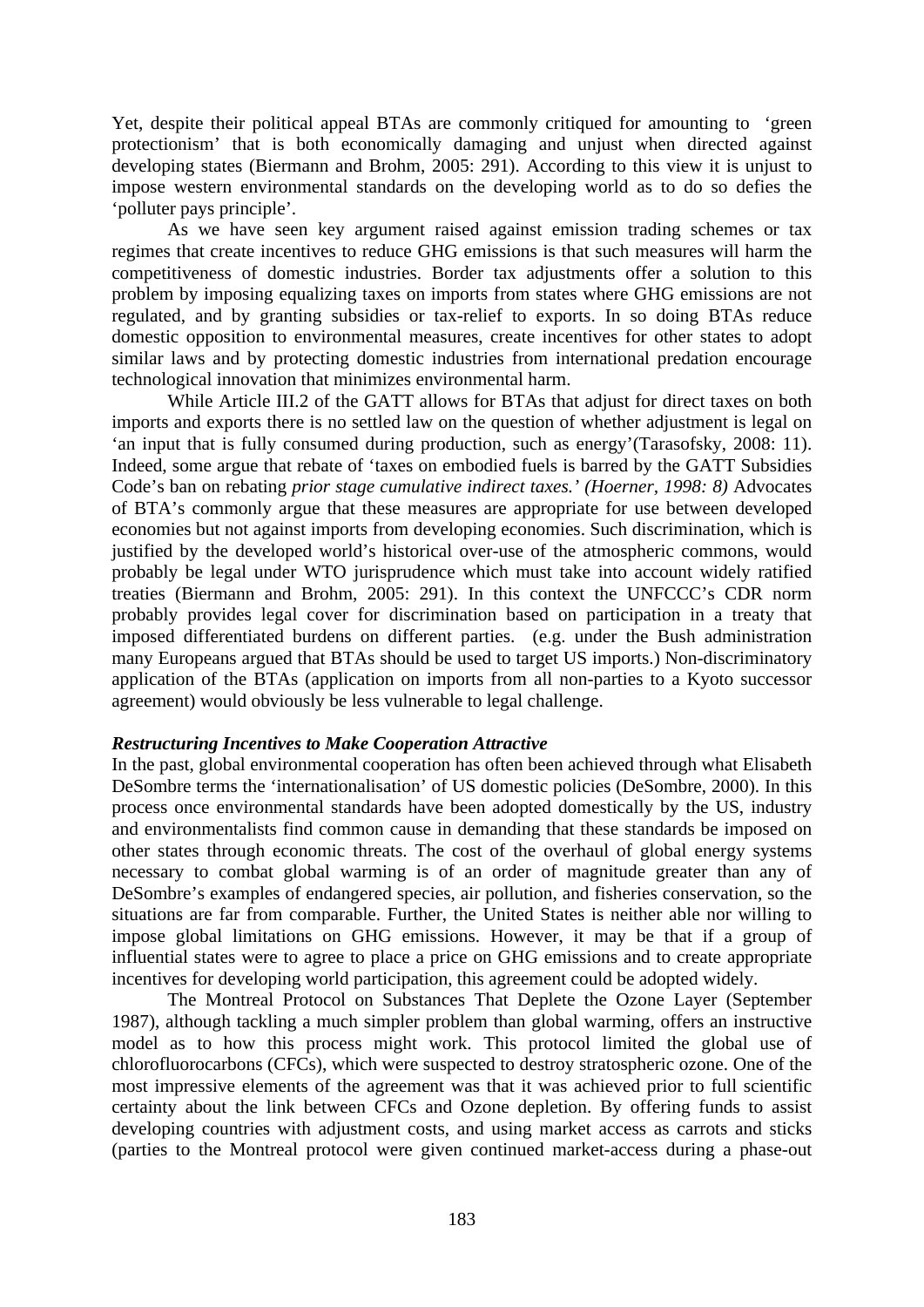Yet, despite their political appeal BTAs are commonly critiqued for amounting to 'green protectionism' that is both economically damaging and unjust when directed against developing states (Biermann and Brohm, 2005: 291). According to this view it is unjust to impose western environmental standards on the developing world as to do so defies the 'polluter pays principle'.

As we have seen key argument raised against emission trading schemes or tax regimes that create incentives to reduce GHG emissions is that such measures will harm the competitiveness of domestic industries. Border tax adjustments offer a solution to this problem by imposing equalizing taxes on imports from states where GHG emissions are not regulated, and by granting subsidies or tax-relief to exports. In so doing BTAs reduce domestic opposition to environmental measures, create incentives for other states to adopt similar laws and by protecting domestic industries from international predation encourage technological innovation that minimizes environmental harm.

While Article III.2 of the GATT allows for BTAs that adjust for direct taxes on both imports and exports there is no settled law on the question of whether adjustment is legal on 'an input that is fully consumed during production, such as energy'(Tarasofsky, 2008: 11). Indeed, some argue that rebate of 'taxes on embodied fuels is barred by the GATT Subsidies Code's ban on rebating *prior stage cumulative indirect taxes.' (Hoerner, 1998: 8)* Advocates of BTA's commonly argue that these measures are appropriate for use between developed economies but not against imports from developing economies. Such discrimination, which is justified by the developed world's historical over-use of the atmospheric commons, would probably be legal under WTO jurisprudence which must take into account widely ratified treaties (Biermann and Brohm, 2005: 291). In this context the UNFCCC's CDR norm probably provides legal cover for discrimination based on participation in a treaty that imposed differentiated burdens on different parties. (e.g. under the Bush administration many Europeans argued that BTAs should be used to target US imports.) Non-discriminatory application of the BTAs (application on imports from all non-parties to a Kyoto successor agreement) would obviously be less vulnerable to legal challenge.

***Restructuring Incentives to Make Cooperation Attractive***

In the past, global environmental cooperation has often been achieved through what Elisabeth DeSombre terms the 'internationalisation' of US domestic policies (DeSombre, 2000). In this process once environmental standards have been adopted domestically by the US, industry and environmentalists find common cause in demanding that these standards be imposed on other states through economic threats. The cost of the overhaul of global energy systems necessary to combat global warming is of an order of magnitude greater than any of DeSombre's examples of endangered species, air pollution, and fisheries conservation, so the situations are far from comparable. Further, the United States is neither able nor willing to impose global limitations on GHG emissions. However, it may be that if a group of influential states were to agree to place a price on GHG emissions and to create appropriate incentives for developing world participation, this agreement could be adopted widely.

The Montreal Protocol on Substances That Deplete the Ozone Layer (September 1987), although tackling a much simpler problem than global warming, offers an instructive model as to how this process might work. This protocol limited the global use of chlorofluorocarbons (CFCs), which were suspected to destroy stratospheric ozone. One of the most impressive elements of the agreement was that it was achieved prior to full scientific certainty about the link between CFCs and Ozone depletion. By offering funds to assist developing countries with adjustment costs, and using market access as carrots and sticks (parties to the Montreal protocol were given continued market-access during a phase-out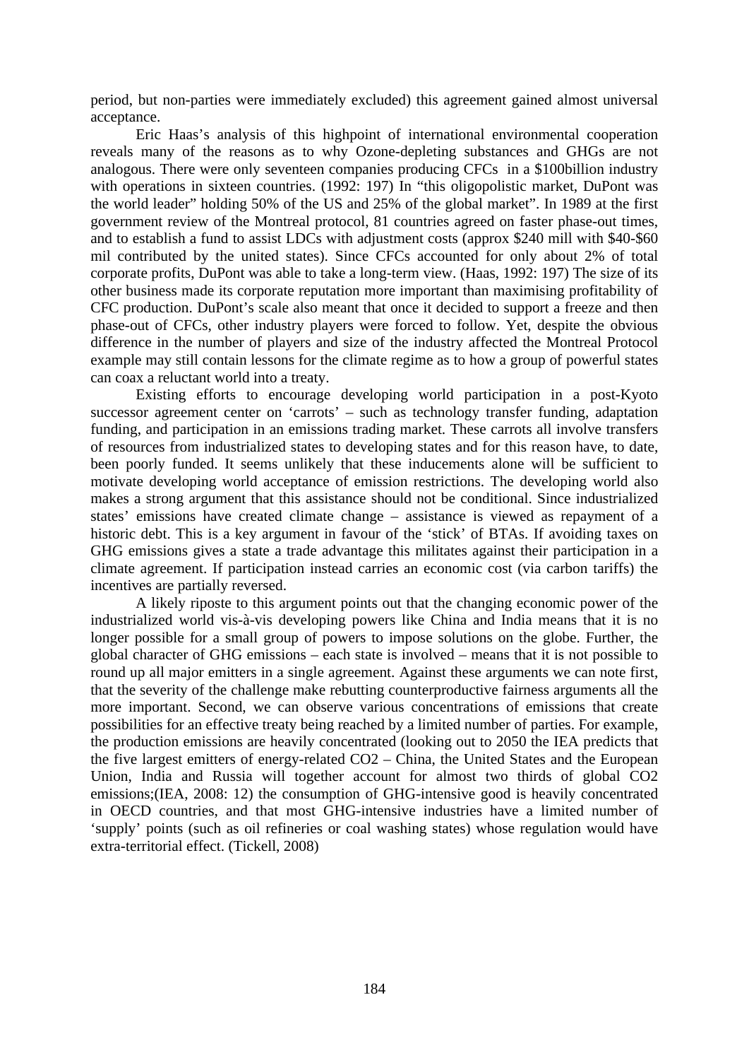period, but non-parties were immediately excluded) this agreement gained almost universal acceptance.

Eric Haas's analysis of this highpoint of international environmental cooperation reveals many of the reasons as to why Ozone-depleting substances and GHGs are not analogous. There were only seventeen companies producing CFCs in a $100billion industry with operations in sixteen countries. (1992: 197) In "this oligopolistic market, DuPont was the world leader" holding 50% of the US and 25% of the global market". In 1989 at the first government review of the Montreal protocol, 81 countries agreed on faster phase-out times, and to establish a fund to assist LDCs with adjustment costs (approx $240 mill with $40-$60 mil contributed by the united states). Since CFCs accounted for only about 2% of total corporate profits, DuPont was able to take a long-term view. (Haas, 1992: 197) The size of its other business made its corporate reputation more important than maximising profitability of CFC production. DuPont's scale also meant that once it decided to support a freeze and then phase-out of CFCs, other industry players were forced to follow. Yet, despite the obvious difference in the number of players and size of the industry affected the Montreal Protocol example may still contain lessons for the climate regime as to how a group of powerful states can coax a reluctant world into a treaty.

Existing efforts to encourage developing world participation in a post-Kyoto successor agreement center on 'carrots' – such as technology transfer funding, adaptation funding, and participation in an emissions trading market. These carrots all involve transfers of resources from industrialized states to developing states and for this reason have, to date, been poorly funded. It seems unlikely that these inducements alone will be sufficient to motivate developing world acceptance of emission restrictions. The developing world also makes a strong argument that this assistance should not be conditional. Since industrialized states' emissions have created climate change – assistance is viewed as repayment of a historic debt. This is a key argument in favour of the 'stick' of BTAs. If avoiding taxes on GHG emissions gives a state a trade advantage this militates against their participation in a climate agreement. If participation instead carries an economic cost (via carbon tariffs) the incentives are partially reversed.

A likely riposte to this argument points out that the changing economic power of the industrialized world vis-à-vis developing powers like China and India means that it is no longer possible for a small group of powers to impose solutions on the globe. Further, the global character of GHG emissions – each state is involved – means that it is not possible to round up all major emitters in a single agreement. Against these arguments we can note first, that the severity of the challenge make rebutting counterproductive fairness arguments all the more important. Second, we can observe various concentrations of emissions that create possibilities for an effective treaty being reached by a limited number of parties. For example, the production emissions are heavily concentrated (looking out to 2050 the IEA predicts that the five largest emitters of energy-related $CO_2$ – China, the United States and the European Union, India and Russia will together account for almost two thirds of global $CO_2$ emissions;(IEA, 2008: 12) the consumption of GHG-intensive good is heavily concentrated in OECD countries, and that most GHG-intensive industries have a limited number of 'supply' points (such as oil refineries or coal washing states) whose regulation would have extra-territorial effect. (Tickell, 2008)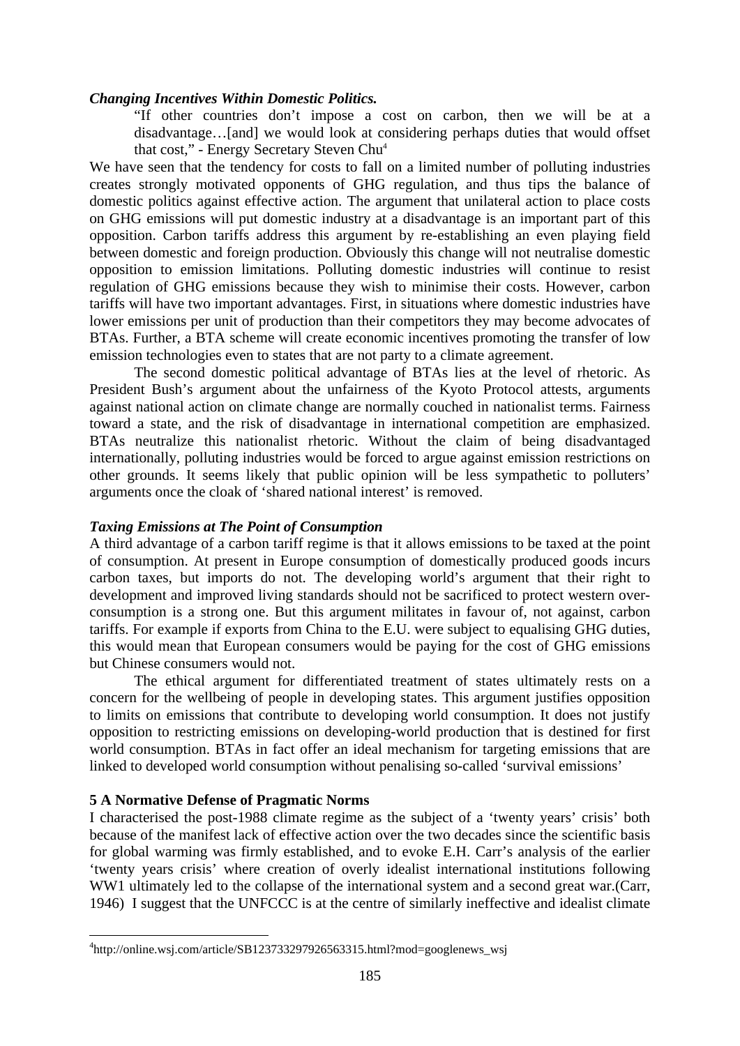***Changing Incentives Within Domestic Politics.***

> "If other countries don't impose a cost on carbon, then we will be at a disadvantage…[and] we would look at considering perhaps duties that would offset that cost," - Energy Secretary Steven Chu[4]

We have seen that the tendency for costs to fall on a limited number of polluting industries creates strongly motivated opponents of GHG regulation, and thus tips the balance of domestic politics against effective action. The argument that unilateral action to place costs on GHG emissions will put domestic industry at a disadvantage is an important part of this opposition. Carbon tariffs address this argument by re-establishing an even playing field between domestic and foreign production. Obviously this change will not neutralise domestic opposition to emission limitations. Polluting domestic industries will continue to resist regulation of GHG emissions because they wish to minimise their costs. However, carbon tariffs will have two important advantages. First, in situations where domestic industries have lower emissions per unit of production than their competitors they may become advocates of BTAs. Further, a BTA scheme will create economic incentives promoting the transfer of low emission technologies even to states that are not party to a climate agreement.

The second domestic political advantage of BTAs lies at the level of rhetoric. As President Bush's argument about the unfairness of the Kyoto Protocol attests, arguments against national action on climate change are normally couched in nationalist terms. Fairness toward a state, and the risk of disadvantage in international competition are emphasized. BTAs neutralize this nationalist rhetoric. Without the claim of being disadvantaged internationally, polluting industries would be forced to argue against emission restrictions on other grounds. It seems likely that public opinion will be less sympathetic to polluters' arguments once the cloak of 'shared national interest' is removed.

***Taxing Emissions at The Point of Consumption***

A third advantage of a carbon tariff regime is that it allows emissions to be taxed at the point of consumption. At present in Europe consumption of domestically produced goods incurs carbon taxes, but imports do not. The developing world's argument that their right to development and improved living standards should not be sacrificed to protect western over-consumption is a strong one. But this argument militates in favour of, not against, carbon tariffs. For example if exports from China to the E.U. were subject to equalising GHG duties, this would mean that European consumers would be paying for the cost of GHG emissions but Chinese consumers would not.

The ethical argument for differentiated treatment of states ultimately rests on a concern for the wellbeing of people in developing states. This argument justifies opposition to limits on emissions that contribute to developing world consumption. It does not justify opposition to restricting emissions on developing-world production that is destined for first world consumption. BTAs in fact offer an ideal mechanism for targeting emissions that are linked to developed world consumption without penalising so-called 'survival emissions'

**5 A Normative Defense of Pragmatic Norms**

I characterised the post-1988 climate regime as the subject of a 'twenty years' crisis' both because of the manifest lack of effective action over the two decades since the scientific basis for global warming was firmly established, and to evoke E.H. Carr's analysis of the earlier 'twenty years crisis' where creation of overly idealist international institutions following WW1 ultimately led to the collapse of the international system and a second great war.(Carr, 1946) I suggest that the UNFCCC is at the centre of similarly ineffective and idealist climate

---

[4] http://online.wsj.com/article/SB123733297926563315.html?mod=googlenews_wsj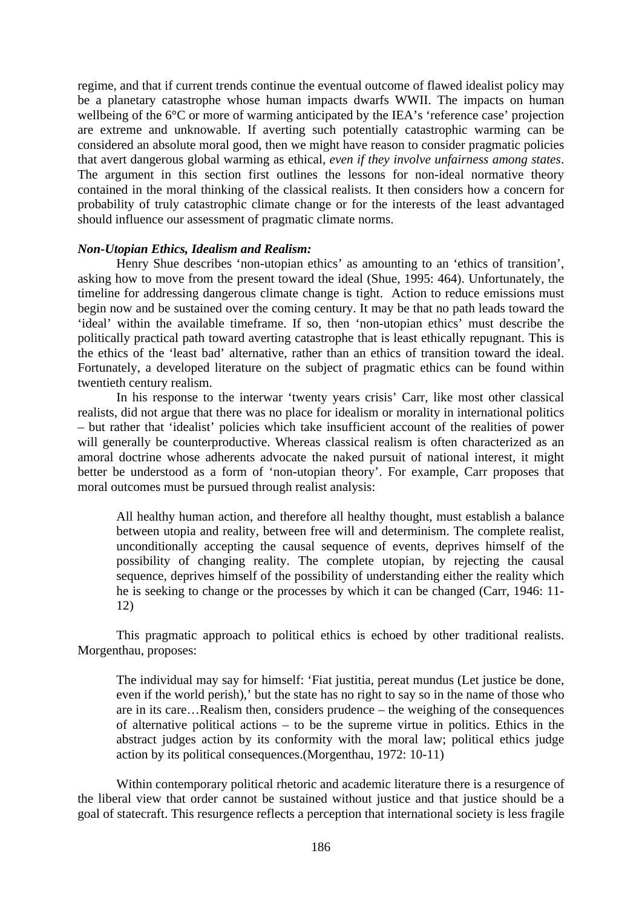regime, and that if current trends continue the eventual outcome of flawed idealist policy may be a planetary catastrophe whose human impacts dwarfs WWII. The impacts on human wellbeing of the 6°C or more of warming anticipated by the IEA's 'reference case' projection are extreme and unknowable. If averting such potentially catastrophic warming can be considered an absolute moral good, then we might have reason to consider pragmatic policies that avert dangerous global warming as ethical, *even if they involve unfairness among states*. The argument in this section first outlines the lessons for non-ideal normative theory contained in the moral thinking of the classical realists. It then considers how a concern for probability of truly catastrophic climate change or for the interests of the least advantaged should influence our assessment of pragmatic climate norms.

***Non-Utopian Ethics, Idealism and Realism:***

Henry Shue describes 'non-utopian ethics' as amounting to an 'ethics of transition', asking how to move from the present toward the ideal (Shue, 1995: 464). Unfortunately, the timeline for addressing dangerous climate change is tight. Action to reduce emissions must begin now and be sustained over the coming century. It may be that no path leads toward the 'ideal' within the available timeframe. If so, then 'non-utopian ethics' must describe the politically practical path toward averting catastrophe that is least ethically repugnant. This is the ethics of the 'least bad' alternative, rather than an ethics of transition toward the ideal. Fortunately, a developed literature on the subject of pragmatic ethics can be found within twentieth century realism.

In his response to the interwar 'twenty years crisis' Carr, like most other classical realists, did not argue that there was no place for idealism or morality in international politics – but rather that 'idealist' policies which take insufficient account of the realities of power will generally be counterproductive. Whereas classical realism is often characterized as an amoral doctrine whose adherents advocate the naked pursuit of national interest, it might better be understood as a form of 'non-utopian theory'. For example, Carr proposes that moral outcomes must be pursued through realist analysis:

> All healthy human action, and therefore all healthy thought, must establish a balance between utopia and reality, between free will and determinism. The complete realist, unconditionally accepting the causal sequence of events, deprives himself of the possibility of changing reality. The complete utopian, by rejecting the causal sequence, deprives himself of the possibility of understanding either the reality which he is seeking to change or the processes by which it can be changed (Carr, 1946: 11-12)

This pragmatic approach to political ethics is echoed by other traditional realists. Morgenthau, proposes:

> The individual may say for himself: 'Fiat justitia, pereat mundus (Let justice be done, even if the world perish),' but the state has no right to say so in the name of those who are in its care…Realism then, considers prudence – the weighing of the consequences of alternative political actions – to be the supreme virtue in politics. Ethics in the abstract judges action by its conformity with the moral law; political ethics judge action by its political consequences.(Morgenthau, 1972: 10-11)

Within contemporary political rhetoric and academic literature there is a resurgence of the liberal view that order cannot be sustained without justice and that justice should be a goal of statecraft. This resurgence reflects a perception that international society is less fragile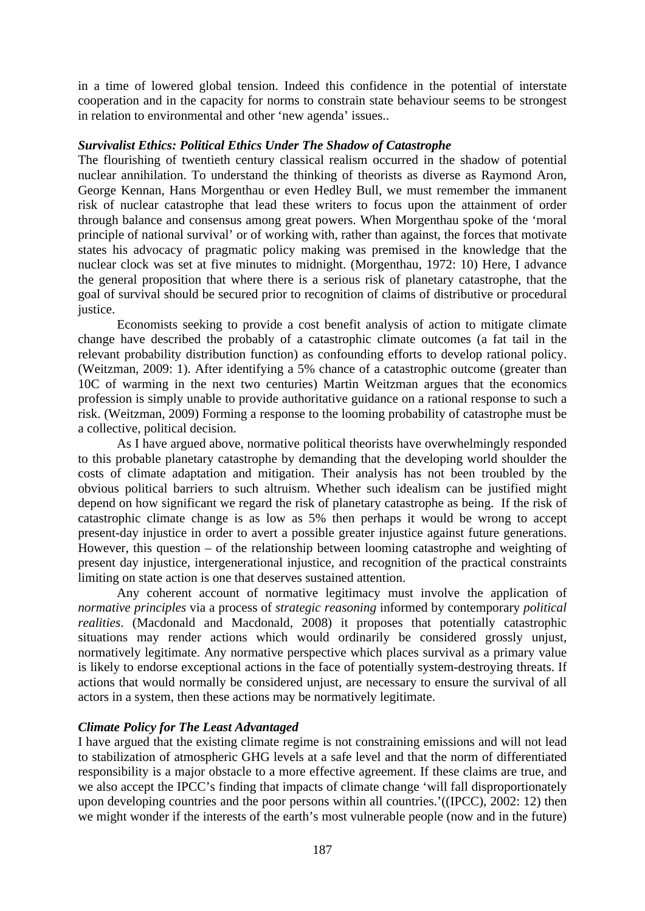in a time of lowered global tension. Indeed this confidence in the potential of interstate cooperation and in the capacity for norms to constrain state behaviour seems to be strongest in relation to environmental and other 'new agenda' issues..

### *Survivalist Ethics: Political Ethics Under The Shadow of Catastrophe*

The flourishing of twentieth century classical realism occurred in the shadow of potential nuclear annihilation. To understand the thinking of theorists as diverse as Raymond Aron, George Kennan, Hans Morgenthau or even Hedley Bull, we must remember the immanent risk of nuclear catastrophe that lead these writers to focus upon the attainment of order through balance and consensus among great powers. When Morgenthau spoke of the 'moral principle of national survival' or of working with, rather than against, the forces that motivate states his advocacy of pragmatic policy making was premised in the knowledge that the nuclear clock was set at five minutes to midnight. (Morgenthau, 1972: 10) Here, I advance the general proposition that where there is a serious risk of planetary catastrophe, that the goal of survival should be secured prior to recognition of claims of distributive or procedural justice.

Economists seeking to provide a cost benefit analysis of action to mitigate climate change have described the probably of a catastrophic climate outcomes (a fat tail in the relevant probability distribution function) as confounding efforts to develop rational policy. (Weitzman, 2009: 1). After identifying a 5% chance of a catastrophic outcome (greater than 10C of warming in the next two centuries) Martin Weitzman argues that the economics profession is simply unable to provide authoritative guidance on a rational response to such a risk. (Weitzman, 2009) Forming a response to the looming probability of catastrophe must be a collective, political decision.

As I have argued above, normative political theorists have overwhelmingly responded to this probable planetary catastrophe by demanding that the developing world shoulder the costs of climate adaptation and mitigation. Their analysis has not been troubled by the obvious political barriers to such altruism. Whether such idealism can be justified might depend on how significant we regard the risk of planetary catastrophe as being. If the risk of catastrophic climate change is as low as 5% then perhaps it would be wrong to accept present-day injustice in order to avert a possible greater injustice against future generations. However, this question – of the relationship between looming catastrophe and weighting of present day injustice, intergenerational injustice, and recognition of the practical constraints limiting on state action is one that deserves sustained attention.

Any coherent account of normative legitimacy must involve the application of *normative principles* via a process of *strategic reasoning* informed by contemporary *political realities*. (Macdonald and Macdonald, 2008) it proposes that potentially catastrophic situations may render actions which would ordinarily be considered grossly unjust, normatively legitimate. Any normative perspective which places survival as a primary value is likely to endorse exceptional actions in the face of potentially system-destroying threats. If actions that would normally be considered unjust, are necessary to ensure the survival of all actors in a system, then these actions may be normatively legitimate.

### *Climate Policy for The Least Advantaged*

I have argued that the existing climate regime is not constraining emissions and will not lead to stabilization of atmospheric GHG levels at a safe level and that the norm of differentiated responsibility is a major obstacle to a more effective agreement. If these claims are true, and we also accept the IPCC's finding that impacts of climate change 'will fall disproportionately upon developing countries and the poor persons within all countries.'((IPCC), 2002: 12) then we might wonder if the interests of the earth's most vulnerable people (now and in the future)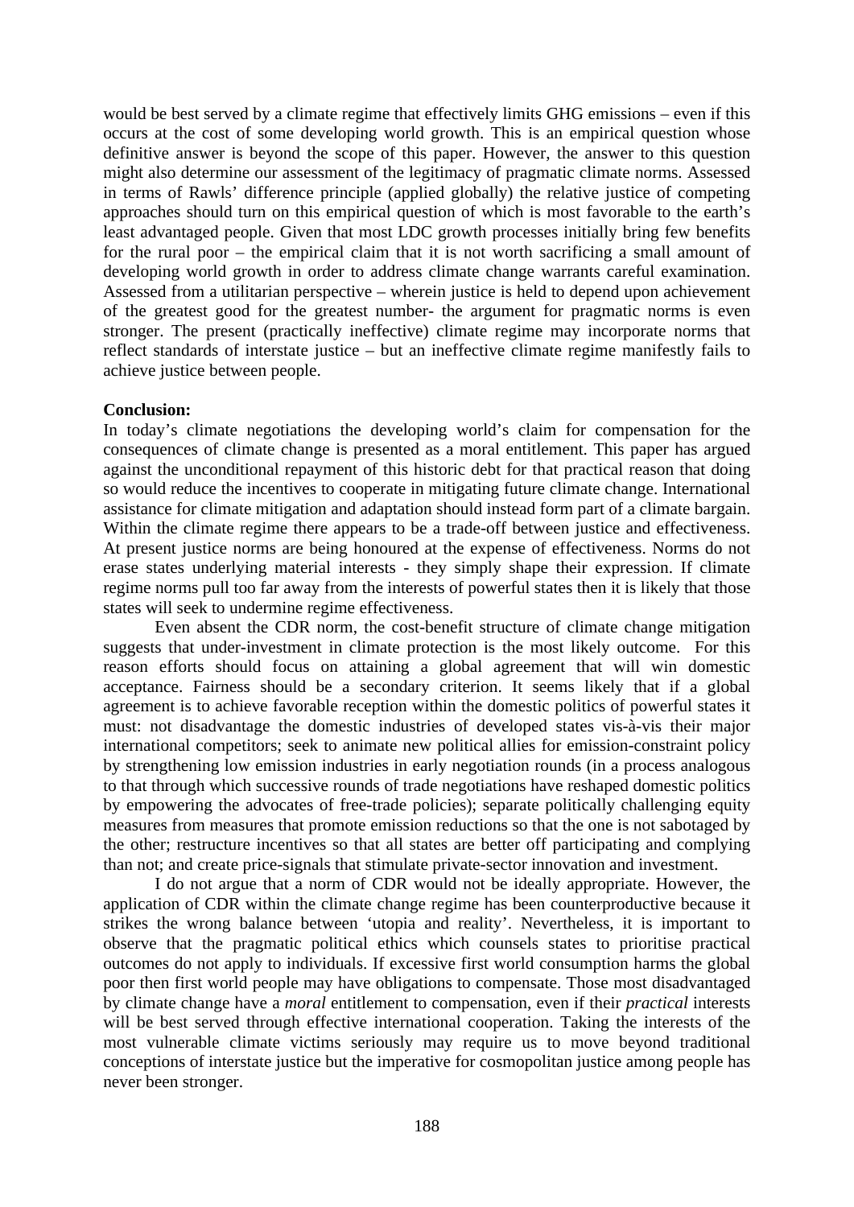would be best served by a climate regime that effectively limits GHG emissions – even if this occurs at the cost of some developing world growth. This is an empirical question whose definitive answer is beyond the scope of this paper. However, the answer to this question might also determine our assessment of the legitimacy of pragmatic climate norms. Assessed in terms of Rawls' difference principle (applied globally) the relative justice of competing approaches should turn on this empirical question of which is most favorable to the earth's least advantaged people. Given that most LDC growth processes initially bring few benefits for the rural poor – the empirical claim that it is not worth sacrificing a small amount of developing world growth in order to address climate change warrants careful examination. Assessed from a utilitarian perspective – wherein justice is held to depend upon achievement of the greatest good for the greatest number- the argument for pragmatic norms is even stronger. The present (practically ineffective) climate regime may incorporate norms that reflect standards of interstate justice – but an ineffective climate regime manifestly fails to achieve justice between people.

**Conclusion:**

In today's climate negotiations the developing world's claim for compensation for the consequences of climate change is presented as a moral entitlement. This paper has argued against the unconditional repayment of this historic debt for that practical reason that doing so would reduce the incentives to cooperate in mitigating future climate change. International assistance for climate mitigation and adaptation should instead form part of a climate bargain. Within the climate regime there appears to be a trade-off between justice and effectiveness. At present justice norms are being honoured at the expense of effectiveness. Norms do not erase states underlying material interests - they simply shape their expression. If climate regime norms pull too far away from the interests of powerful states then it is likely that those states will seek to undermine regime effectiveness.

Even absent the CDR norm, the cost-benefit structure of climate change mitigation suggests that under-investment in climate protection is the most likely outcome. For this reason efforts should focus on attaining a global agreement that will win domestic acceptance. Fairness should be a secondary criterion. It seems likely that if a global agreement is to achieve favorable reception within the domestic politics of powerful states it must: not disadvantage the domestic industries of developed states vis-à-vis their major international competitors; seek to animate new political allies for emission-constraint policy by strengthening low emission industries in early negotiation rounds (in a process analogous to that through which successive rounds of trade negotiations have reshaped domestic politics by empowering the advocates of free-trade policies); separate politically challenging equity measures from measures that promote emission reductions so that the one is not sabotaged by the other; restructure incentives so that all states are better off participating and complying than not; and create price-signals that stimulate private-sector innovation and investment.

I do not argue that a norm of CDR would not be ideally appropriate. However, the application of CDR within the climate change regime has been counterproductive because it strikes the wrong balance between 'utopia and reality'. Nevertheless, it is important to observe that the pragmatic political ethics which counsels states to prioritise practical outcomes do not apply to individuals. If excessive first world consumption harms the global poor then first world people may have obligations to compensate. Those most disadvantaged by climate change have a *moral* entitlement to compensation, even if their *practical* interests will be best served through effective international cooperation. Taking the interests of the most vulnerable climate victims seriously may require us to move beyond traditional conceptions of interstate justice but the imperative for cosmopolitan justice among people has never been stronger.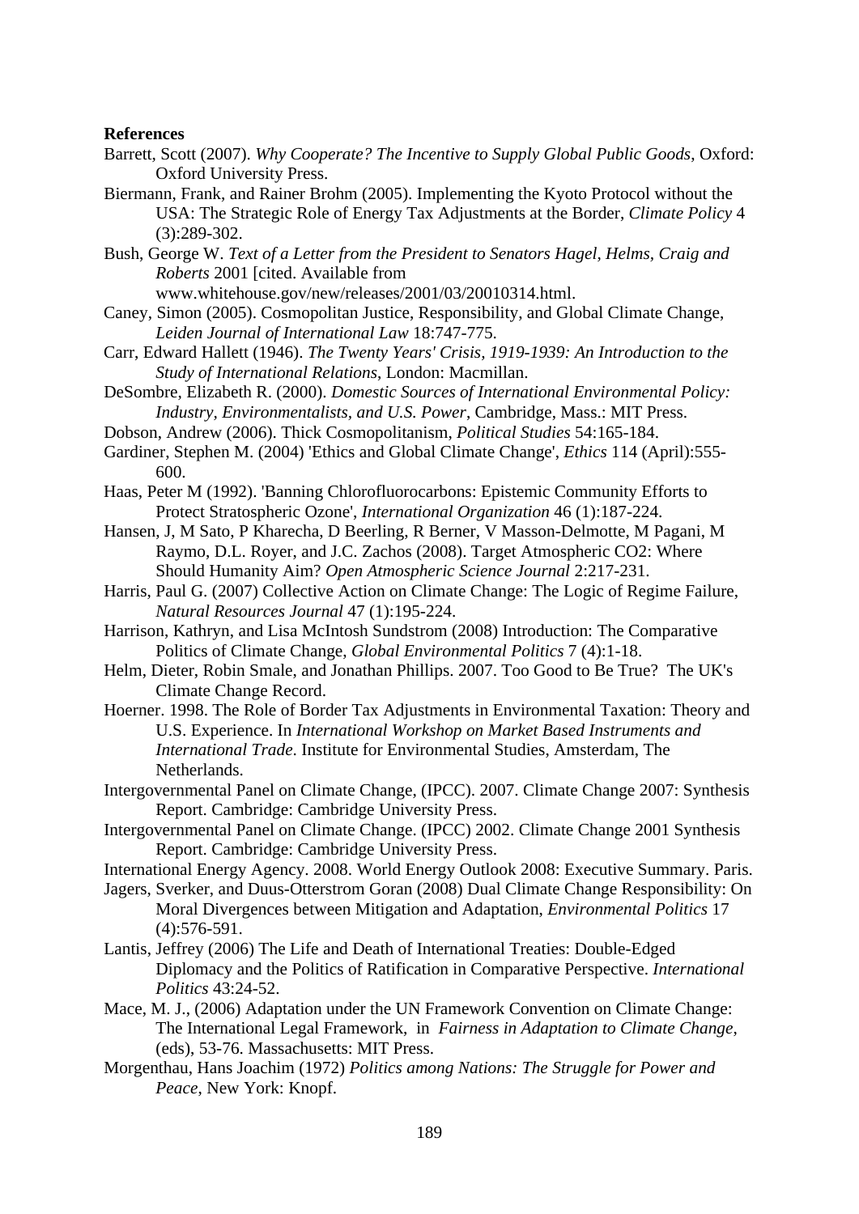**References**

Barrett, Scott (2007). *Why Cooperate? The Incentive to Supply Global Public Goods*, Oxford: Oxford University Press.

Biermann, Frank, and Rainer Brohm (2005). Implementing the Kyoto Protocol without the USA: The Strategic Role of Energy Tax Adjustments at the Border, *Climate Policy* 4 (3):289-302.

Bush, George W. *Text of a Letter from the President to Senators Hagel, Helms, Craig and Roberts* 2001 [cited. Available from www.whitehouse.gov/new/releases/2001/03/20010314.html.

Caney, Simon (2005). Cosmopolitan Justice, Responsibility, and Global Climate Change, *Leiden Journal of International Law* 18:747-775.

Carr, Edward Hallett (1946). *The Twenty Years' Crisis, 1919-1939: An Introduction to the Study of International Relations*, London: Macmillan.

DeSombre, Elizabeth R. (2000). *Domestic Sources of International Environmental Policy: Industry, Environmentalists, and U.S. Power*, Cambridge, Mass.: MIT Press.

Dobson, Andrew (2006). Thick Cosmopolitanism, *Political Studies* 54:165-184.

Gardiner, Stephen M. (2004) 'Ethics and Global Climate Change', *Ethics* 114 (April):555-600.

Haas, Peter M (1992). 'Banning Chlorofluorocarbons: Epistemic Community Efforts to Protect Stratospheric Ozone', *International Organization* 46 (1):187-224.

Hansen, J, M Sato, P Kharecha, D Beerling, R Berner, V Masson-Delmotte, M Pagani, M Raymo, D.L. Royer, and J.C. Zachos (2008). Target Atmospheric CO2: Where Should Humanity Aim? *Open Atmospheric Science Journal* 2:217-231.

Harris, Paul G. (2007) Collective Action on Climate Change: The Logic of Regime Failure, *Natural Resources Journal* 47 (1):195-224.

Harrison, Kathryn, and Lisa McIntosh Sundstrom (2008) Introduction: The Comparative Politics of Climate Change, *Global Environmental Politics* 7 (4):1-18.

Helm, Dieter, Robin Smale, and Jonathan Phillips. 2007. Too Good to Be True? The UK's Climate Change Record.

Hoerner. 1998. The Role of Border Tax Adjustments in Environmental Taxation: Theory and U.S. Experience. In *International Workshop on Market Based Instruments and International Trade*. Institute for Environmental Studies, Amsterdam, The Netherlands.

Intergovernmental Panel on Climate Change, (IPCC). 2007. Climate Change 2007: Synthesis Report. Cambridge: Cambridge University Press.

Intergovernmental Panel on Climate Change. (IPCC) 2002. Climate Change 2001 Synthesis Report. Cambridge: Cambridge University Press.

International Energy Agency. 2008. World Energy Outlook 2008: Executive Summary. Paris.

Jagers, Sverker, and Duus-Otterstrom Goran (2008) Dual Climate Change Responsibility: On Moral Divergences between Mitigation and Adaptation, *Environmental Politics* 17 (4):576-591.

Lantis, Jeffrey (2006) The Life and Death of International Treaties: Double-Edged Diplomacy and the Politics of Ratification in Comparative Perspective. *International Politics* 43:24-52.

Mace, M. J., (2006) Adaptation under the UN Framework Convention on Climate Change: The International Legal Framework, in *Fairness in Adaptation to Climate Change*, (eds), 53-76. Massachusetts: MIT Press.

Morgenthau, Hans Joachim (1972) *Politics among Nations: The Struggle for Power and Peace*, New York: Knopf.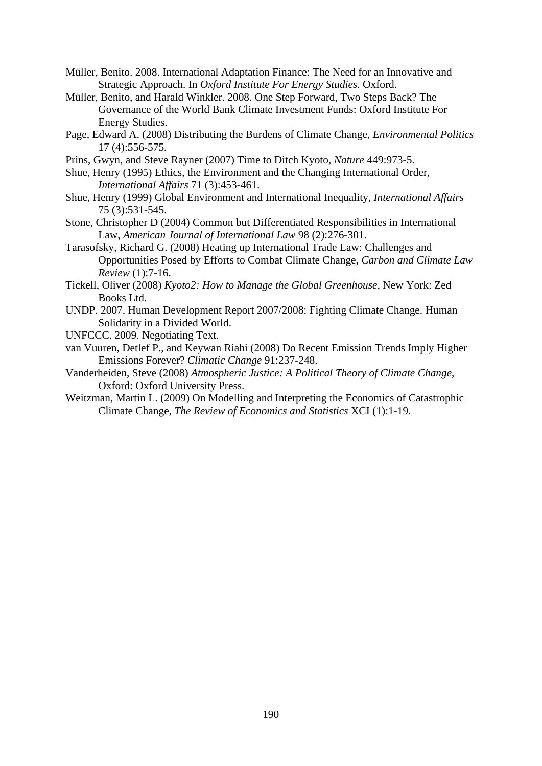Müller, Benito. 2008. International Adaptation Finance: The Need for an Innovative and Strategic Approach. In *Oxford Institute For Energy Studies*. Oxford.

Müller, Benito, and Harald Winkler. 2008. One Step Forward, Two Steps Back? The Governance of the World Bank Climate Investment Funds: Oxford Institute For Energy Studies.

Page, Edward A. (2008) Distributing the Burdens of Climate Change, *Environmental Politics* 17 (4):556-575.

Prins, Gwyn, and Steve Rayner (2007) Time to Ditch Kyoto, *Nature* 449:973-5.

Shue, Henry (1995) Ethics, the Environment and the Changing International Order, *International Affairs* 71 (3):453-461.

Shue, Henry (1999) Global Environment and International Inequality, *International Affairs* 75 (3):531-545.

Stone, Christopher D (2004) Common but Differentiated Responsibilities in International Law, *American Journal of International Law* 98 (2):276-301.

Tarasofsky, Richard G. (2008) Heating up International Trade Law: Challenges and Opportunities Posed by Efforts to Combat Climate Change, *Carbon and Climate Law Review* (1):7-16.

Tickell, Oliver (2008) *Kyoto2: How to Manage the Global Greenhouse*, New York: Zed Books Ltd.

UNDP. 2007. Human Development Report 2007/2008: Fighting Climate Change. Human Solidarity in a Divided World.

UNFCCC. 2009. Negotiating Text.

van Vuuren, Detlef P., and Keywan Riahi (2008) Do Recent Emission Trends Imply Higher Emissions Forever? *Climatic Change* 91:237-248.

Vanderheiden, Steve (2008) *Atmospheric Justice: A Political Theory of Climate Change*, Oxford: Oxford University Press.

Weitzman, Martin L. (2009) On Modelling and Interpreting the Economics of Catastrophic Climate Change, *The Review of Economics and Statistics* XCI (1):1-19.